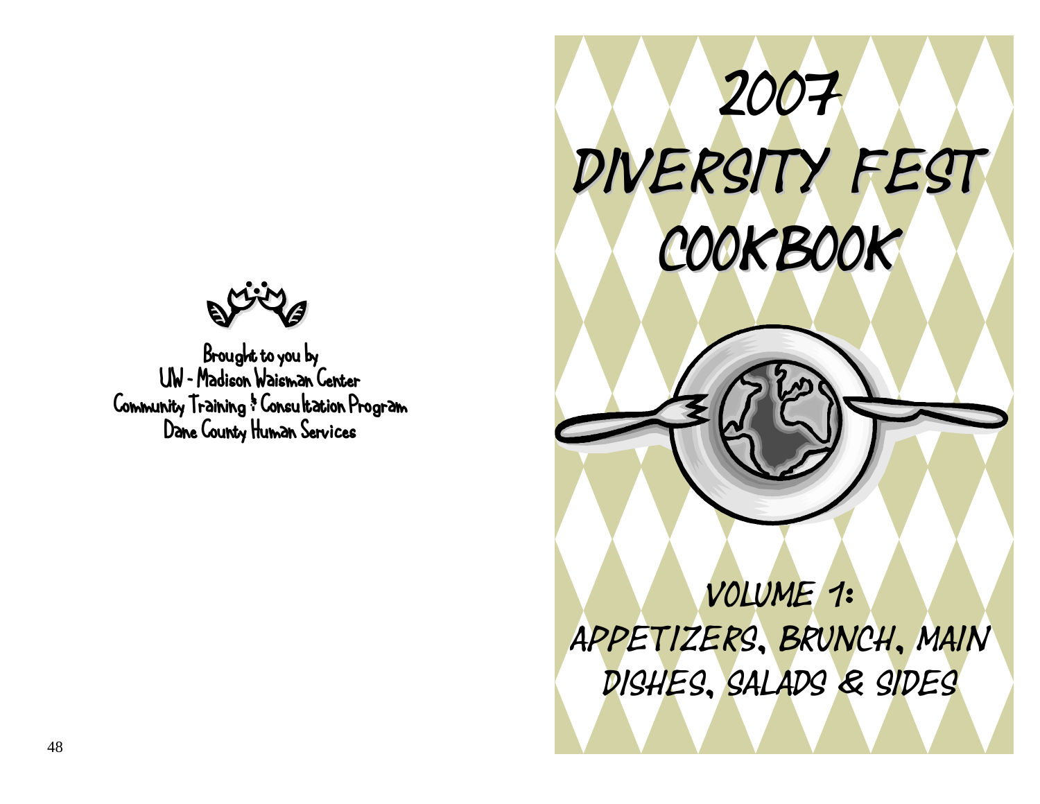Brought to you by
UW - Madison Waisman Center
Community Training & Consultation Program
Dane County Human Services

# 2007 Diversity Fest Cookbook

## Volume 1: Appetizers, Brunch, Main Dishes, Salads & Sides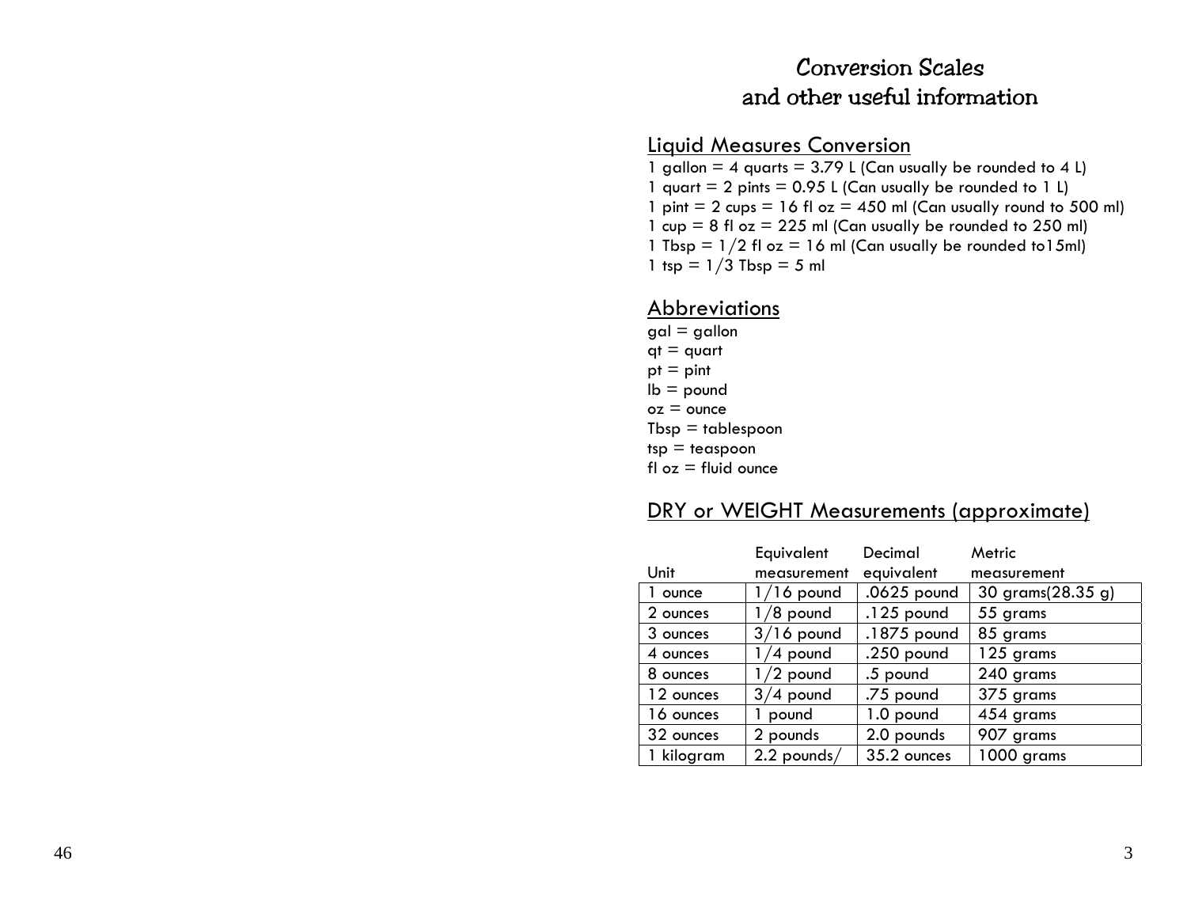# Conversion Scales and other useful information

## Liquid Measures Conversion

1 gallon = 4 quarts = 3.79 L (Can usually be rounded to 4 L)
1 quart = 2 pints = 0.95 L (Can usually be rounded to 1 L)
1 pint = 2 cups = 16 fl oz = 450 ml (Can usually round to 500 ml)
1 cup = 8 fl oz = 225 ml (Can usually be rounded to 250 ml)
1 Tbsp = 1/2 fl oz = 16 ml (Can usually be rounded to15ml)
1 tsp = 1/3 Tbsp = 5 ml

## Abbreviations

gal = gallon
qt = quart
pt = pint
lb = pound
oz = ounce
Tbsp = tablespoon
tsp = teaspoon
fl oz = fluid ounce

## DRY or WEIGHT Measurements (approximate)

| Unit | Equivalent measurement | Decimal equivalent | Metric measurement |
|---|---|---|---|
| 1 ounce | 1/16 pound | .0625 pound | 30 grams(28.35 g) |
| 2 ounces | 1/8 pound | .125 pound | 55 grams |
| 3 ounces | 3/16 pound | .1875 pound | 85 grams |
| 4 ounces | 1/4 pound | .250 pound | 125 grams |
| 8 ounces | 1/2 pound | .5 pound | 240 grams |
| 12 ounces | 3/4 pound | .75 pound | 375 grams |
| 16 ounces | 1 pound | 1.0 pound | 454 grams |
| 32 ounces | 2 pounds | 2.0 pounds | 907 grams |
| 1 kilogram | 2.2 pounds/ | 35.2 ounces | 1000 grams |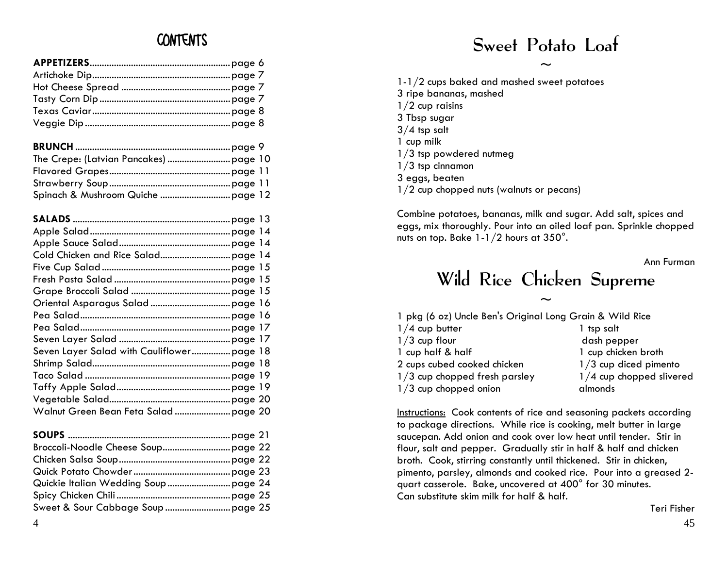# CONTENTS

**APPETIZERS**......................................................page 6
Artichoke Dip......................................................page 7
Hot Cheese Spread ..............................................page 7
Tasty Corn Dip ....................................................page 7
Texas Caviar........................................................page 8
Veggie Dip ..........................................................page 8

**BRUNCH** ..............................................................page 9
The Crepe: (Latvian Pancakes) ..........................page 10
Flavored Grapes...................................................page 11
Strawberry Soup...................................................page 11
Spinach & Mushroom Quiche .............................page 12

**SALADS** ...............................................................page 13
Apple Salad..........................................................page 14
Apple Sauce Salad...............................................page 14
Cold Chicken and Rice Salad..............................page 14
Five Cup Salad .....................................................page 15
Fresh Pasta Salad .................................................page 15
Grape Broccoli Salad ...........................................page 15
Oriental Asparagus Salad ...................................page 16
Pea Salad..............................................................page 16
Pea Salad..............................................................page 17
Seven Layer Salad ...............................................page 17
Seven Layer Salad with Cauliflower..................page 18
Shrimp Salad.........................................................page 18
Taco Salad ............................................................page 19
Taffy Apple Salad................................................page 19
Vegetable Salad....................................................page 20
Walnut Green Bean Feta Salad ..........................page 20

**SOUPS** .................................................................page 21
Broccoli-Noodle Cheese Soup............................page 22
Chicken Salsa Soup..............................................page 22
Quick Potato Chowder........................................page 23
Quickie Italian Wedding Soup ...........................page 24
Spicy Chicken Chili ..............................................page 25
Sweet & Sour Cabbage Soup ............................page 25

# Sweet Potato Loaf

~

1-1/2 cups baked and mashed sweet potatoes
3 ripe bananas, mashed
1/2 cup raisins
3 Tbsp sugar
3/4 tsp salt
1 cup milk
1/3 tsp powdered nutmeg
1/3 tsp cinnamon
3 eggs, beaten
1/2 cup chopped nuts (walnuts or pecans)

Combine potatoes, bananas, milk and sugar. Add salt, spices and eggs, mix thoroughly. Pour into an oiled loaf pan. Sprinkle chopped nuts on top. Bake 1-1/2 hours at 350°.

Ann Furman

# Wild Rice Chicken Supreme

~

1 pkg (6 oz) Uncle Ben's Original Long Grain & Wild Rice
1/4 cup butter
1/3 cup flour
1 cup half & half
2 cups cubed cooked chicken
1/3 cup chopped fresh parsley
1/3 cup chopped onion
1 tsp salt
dash pepper
1 cup chicken broth
1/3 cup diced pimento
1/4 cup chopped slivered almonds

Instructions: Cook contents of rice and seasoning packets according to package directions. While rice is cooking, melt butter in large saucepan. Add onion and cook over low heat until tender. Stir in flour, salt and pepper. Gradually stir in half & half and chicken broth. Cook, stirring constantly until thickened. Stir in chicken, pimento, parsley, almonds and cooked rice. Pour into a greased 2-quart casserole. Bake, uncovered at 400° for 30 minutes.
Can substitute skim milk for half & half.

Teri Fisher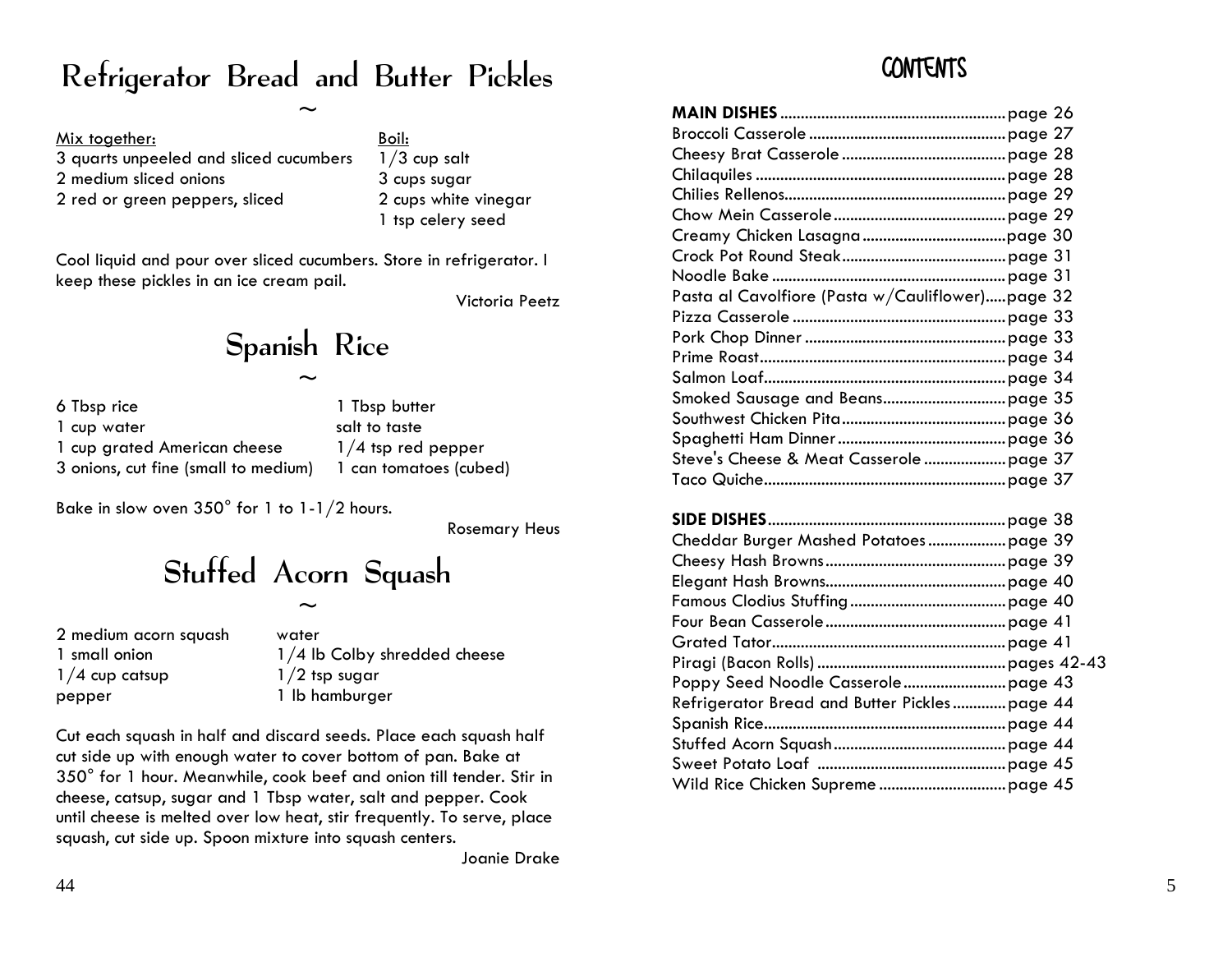# Refrigerator Bread and Butter Pickles

~

Mix together:
3 quarts unpeeled and sliced cucumbers
2 medium sliced onions
2 red or green peppers, sliced

Boil:
1/3 cup salt
3 cups sugar
2 cups white vinegar
1 tsp celery seed

Cool liquid and pour over sliced cucumbers. Store in refrigerator. I keep these pickles in an ice cream pail.

Victoria Peetz

# Spanish Rice

~

6 Tbsp rice
1 cup water
1 cup grated American cheese
3 onions, cut fine (small to medium)
1 Tbsp butter
salt to taste
1/4 tsp red pepper
1 can tomatoes (cubed)

Bake in slow oven 350° for 1 to 1-1/2 hours.

Rosemary Heus

# Stuffed Acorn Squash

~

2 medium acorn squash
1 small onion
1/4 cup catsup
pepper
water
1/4 lb Colby shredded cheese
1/2 tsp sugar
1 lb hamburger

Cut each squash in half and discard seeds. Place each squash half cut side up with enough water to cover bottom of pan. Bake at 350° for 1 hour. Meanwhile, cook beef and onion till tender. Stir in cheese, catsup, sugar and 1 Tbsp water, salt and pepper. Cook until cheese is melted over low heat, stir frequently. To serve, place squash, cut side up. Spoon mixture into squash centers.

Joanie Drake

# CONTENTS

**MAIN DISHES**....................page 26
Broccoli Casserole....................page 27
Cheesy Brat Casserole....................page 28
Chilaquiles....................page 28
Chilies Rellenos....................page 29
Chow Mein Casserole....................page 29
Creamy Chicken Lasagna....................page 30
Crock Pot Round Steak....................page 31
Noodle Bake....................page 31
Pasta al Cavolfiore (Pasta w/Cauliflower)....................page 32
Pizza Casserole....................page 33
Pork Chop Dinner....................page 33
Prime Roast....................page 34
Salmon Loaf....................page 34
Smoked Sausage and Beans....................page 35
Southwest Chicken Pita....................page 36
Spaghetti Ham Dinner....................page 36
Steve's Cheese & Meat Casserole....................page 37
Taco Quiche....................page 37

**SIDE DISHES**....................page 38
Cheddar Burger Mashed Potatoes....................page 39
Cheesy Hash Browns....................page 39
Elegant Hash Browns....................page 40
Famous Clodius Stuffing....................page 40
Four Bean Casserole....................page 41
Grated Tator....................page 41
Piragi (Bacon Rolls)....................pages 42-43
Poppy Seed Noodle Casserole....................page 43
Refrigerator Bread and Butter Pickles....................page 44
Spanish Rice....................page 44
Stuffed Acorn Squash....................page 44
Sweet Potato Loaf....................page 45
Wild Rice Chicken Supreme....................page 45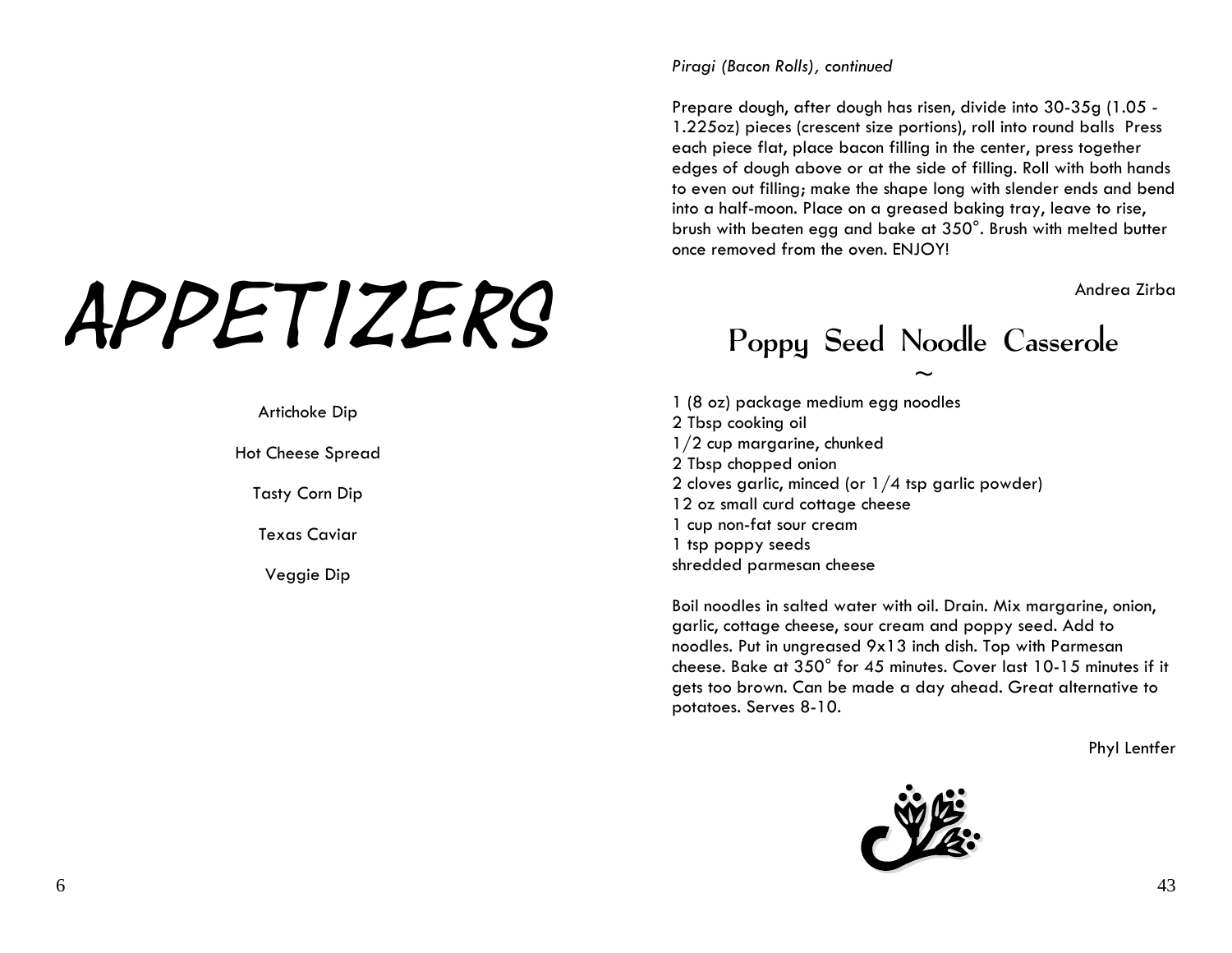# APPETIZERS

Artichoke Dip

Hot Cheese Spread

Tasty Corn Dip

Texas Caviar

Veggie Dip

*Piragi (Bacon Rolls), continued*

Prepare dough, after dough has risen, divide into 30-35g (1.05 - 1.225oz) pieces (crescent size portions), roll into round balls Press each piece flat, place bacon filling in the center, press together edges of dough above or at the side of filling. Roll with both hands to even out filling; make the shape long with slender ends and bend into a half-moon. Place on a greased baking tray, leave to rise, brush with beaten egg and bake at 350°. Brush with melted butter once removed from the oven. ENJOY!

Andrea Zirba

## Poppy Seed Noodle Casserole

~

1 (8 oz) package medium egg noodles
2 Tbsp cooking oil
1/2 cup margarine, chunked
2 Tbsp chopped onion
2 cloves garlic, minced (or 1/4 tsp garlic powder)
12 oz small curd cottage cheese
1 cup non-fat sour cream
1 tsp poppy seeds
shredded parmesan cheese

Boil noodles in salted water with oil. Drain. Mix margarine, onion, garlic, cottage cheese, sour cream and poppy seed. Add to noodles. Put in ungreased 9x13 inch dish. Top with Parmesan cheese. Bake at 350° for 45 minutes. Cover last 10-15 minutes if it gets too brown. Can be made a day ahead. Great alternative to potatoes. Serves 8-10.

Phyl Lentfer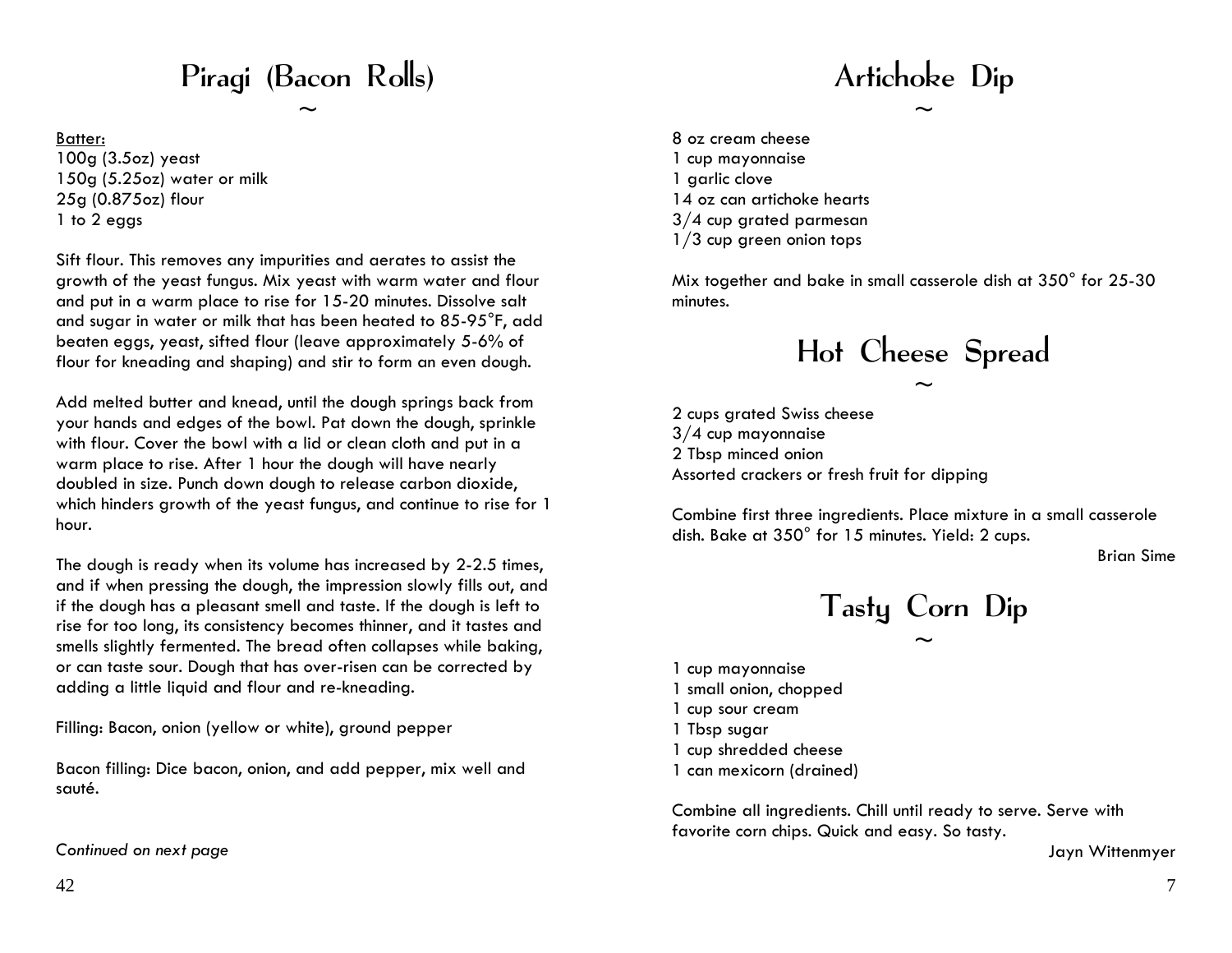# Piragi (Bacon Rolls)

~

Batter:
100g (3.5oz) yeast
150g (5.25oz) water or milk
25g (0.875oz) flour
1 to 2 eggs

Sift flour. This removes any impurities and aerates to assist the growth of the yeast fungus. Mix yeast with warm water and flour and put in a warm place to rise for 15-20 minutes. Dissolve salt and sugar in water or milk that has been heated to 85-95°F, add beaten eggs, yeast, sifted flour (leave approximately 5-6% of flour for kneading and shaping) and stir to form an even dough.

Add melted butter and knead, until the dough springs back from your hands and edges of the bowl. Pat down the dough, sprinkle with flour. Cover the bowl with a lid or clean cloth and put in a warm place to rise. After 1 hour the dough will have nearly doubled in size. Punch down dough to release carbon dioxide, which hinders growth of the yeast fungus, and continue to rise for 1 hour.

The dough is ready when its volume has increased by 2-2.5 times, and if when pressing the dough, the impression slowly fills out, and if the dough has a pleasant smell and taste. If the dough is left to rise for too long, its consistency becomes thinner, and it tastes and smells slightly fermented. The bread often collapses while baking, or can taste sour. Dough that has over-risen can be corrected by adding a little liquid and flour and re-kneading.

Filling: Bacon, onion (yellow or white), ground pepper

Bacon filling: Dice bacon, onion, and add pepper, mix well and sauté.

*Continued on next page*

# Artichoke Dip

~

8 oz cream cheese
1 cup mayonnaise
1 garlic clove
14 oz can artichoke hearts
3/4 cup grated parmesan
1/3 cup green onion tops

Mix together and bake in small casserole dish at 350° for 25-30 minutes.

# Hot Cheese Spread

~

2 cups grated Swiss cheese
3/4 cup mayonnaise
2 Tbsp minced onion
Assorted crackers or fresh fruit for dipping

Combine first three ingredients. Place mixture in a small casserole dish. Bake at 350° for 15 minutes. Yield: 2 cups.

Brian Sime

# Tasty Corn Dip

~

1 cup mayonnaise
1 small onion, chopped
1 cup sour cream
1 Tbsp sugar
1 cup shredded cheese
1 can mexicorn (drained)

Combine all ingredients. Chill until ready to serve. Serve with favorite corn chips. Quick and easy. So tasty.

Jayn Wittenmyer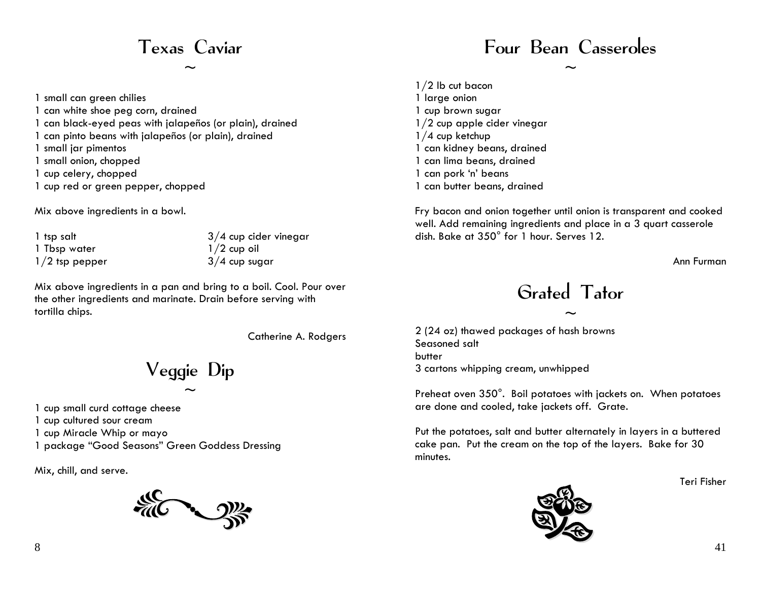# Texas Caviar

~

1 small can green chilies
1 can white shoe peg corn, drained
1 can black-eyed peas with jalapeños (or plain), drained
1 can pinto beans with jalapeños (or plain), drained
1 small jar pimentos
1 small onion, chopped
1 cup celery, chopped
1 cup red or green pepper, chopped

Mix above ingredients in a bowl.

1 tsp salt
1 Tbsp water
1/2 tsp pepper
3/4 cup cider vinegar
1/2 cup oil
3/4 cup sugar

Mix above ingredients in a pan and bring to a boil. Cool. Pour over the other ingredients and marinate. Drain before serving with tortilla chips.

Catherine A. Rodgers

# Veggie Dip

~

1 cup small curd cottage cheese
1 cup cultured sour cream
1 cup Miracle Whip or mayo
1 package "Good Seasons" Green Goddess Dressing

Mix, chill, and serve.

# Four Bean Casseroles

~

1/2 lb cut bacon
1 large onion
1 cup brown sugar
1/2 cup apple cider vinegar
1/4 cup ketchup
1 can kidney beans, drained
1 can lima beans, drained
1 can pork 'n' beans
1 can butter beans, drained

Fry bacon and onion together until onion is transparent and cooked well. Add remaining ingredients and place in a 3 quart casserole dish. Bake at 350° for 1 hour. Serves 12.

Ann Furman

# Grated Tator

~

2 (24 oz) thawed packages of hash browns
Seasoned salt
butter
3 cartons whipping cream, unwhipped

Preheat oven 350°. Boil potatoes with jackets on. When potatoes are done and cooled, take jackets off. Grate.

Put the potatoes, salt and butter alternately in layers in a buttered cake pan. Put the cream on the top of the layers. Bake for 30 minutes.

Teri Fisher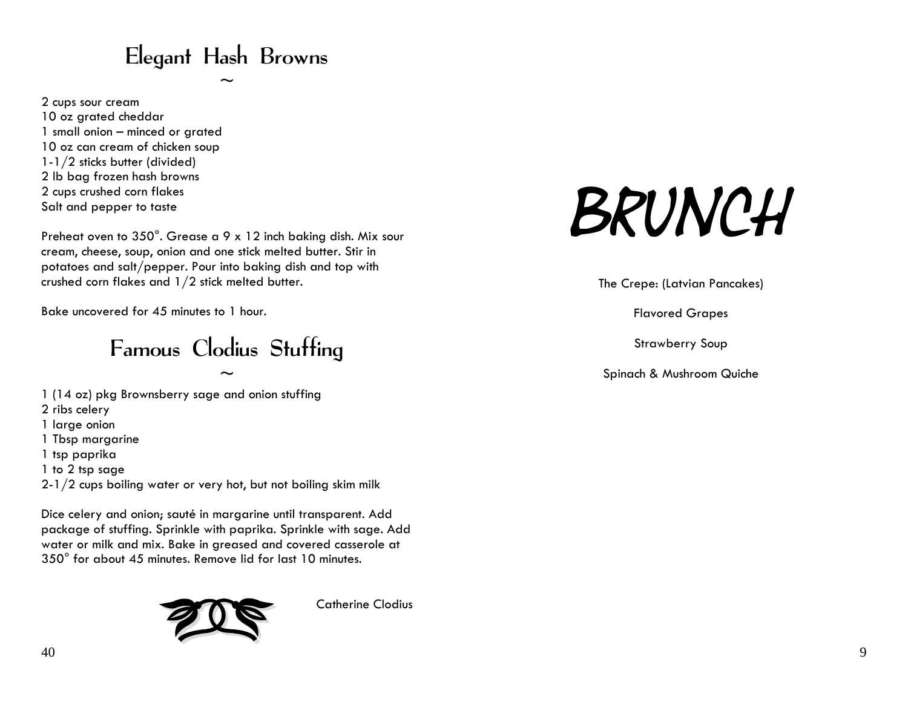# Elegant Hash Browns

~

2 cups sour cream
10 oz grated cheddar
1 small onion – minced or grated
10 oz can cream of chicken soup
1-1/2 sticks butter (divided)
2 lb bag frozen hash browns
2 cups crushed corn flakes
Salt and pepper to taste

Preheat oven to 350°. Grease a 9 x 12 inch baking dish. Mix sour cream, cheese, soup, onion and one stick melted butter. Stir in potatoes and salt/pepper. Pour into baking dish and top with crushed corn flakes and 1/2 stick melted butter.

Bake uncovered for 45 minutes to 1 hour.

# Famous Clodius Stuffing

~

1 (14 oz) pkg Brownsberry sage and onion stuffing
2 ribs celery
1 large onion
1 Tbsp margarine
1 tsp paprika
1 to 2 tsp sage
2-1/2 cups boiling water or very hot, but not boiling skim milk

Dice celery and onion; sauté in margarine until transparent. Add package of stuffing. Sprinkle with paprika. Sprinkle with sage. Add water or milk and mix. Bake in greased and covered casserole at 350° for about 45 minutes. Remove lid for last 10 minutes.

Catherine Clodius

# BRUNCH

The Crepe: (Latvian Pancakes)

Flavored Grapes

Strawberry Soup

Spinach & Mushroom Quiche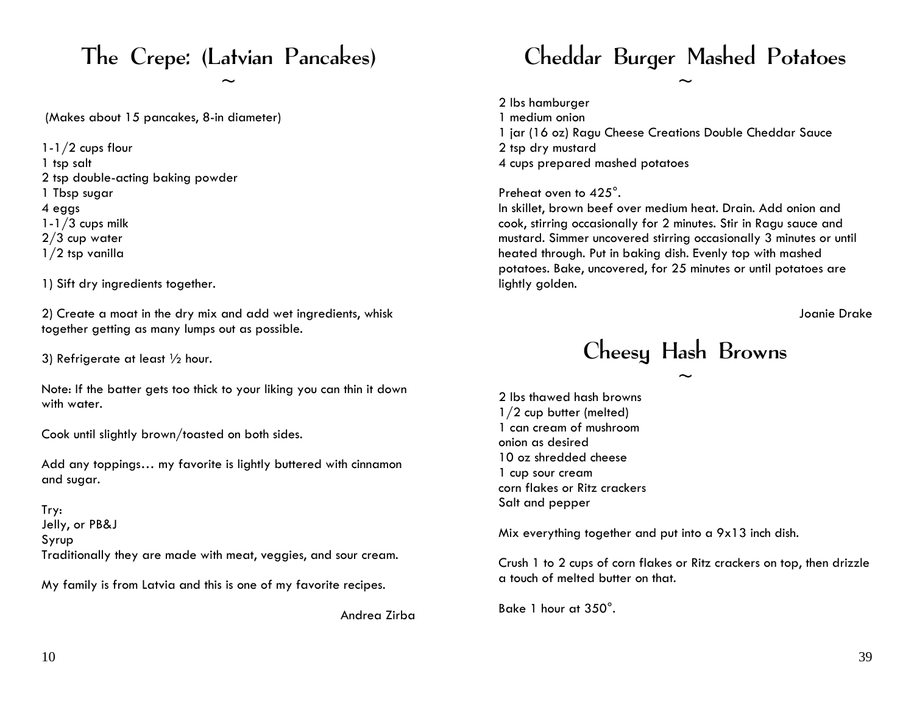# The Crepe: (Latvian Pancakes)

~

(Makes about 15 pancakes, 8-in diameter)

1-1/2 cups flour
1 tsp salt
2 tsp double-acting baking powder
1 Tbsp sugar
4 eggs
1-1/3 cups milk
2/3 cup water
1/2 tsp vanilla

1) Sift dry ingredients together.

2) Create a moat in the dry mix and add wet ingredients, whisk together getting as many lumps out as possible.

3) Refrigerate at least ½ hour.

Note: If the batter gets too thick to your liking you can thin it down with water.

Cook until slightly brown/toasted on both sides.

Add any toppings… my favorite is lightly buttered with cinnamon and sugar.

Try:
Jelly, or PB&J
Syrup
Traditionally they are made with meat, veggies, and sour cream.

My family is from Latvia and this is one of my favorite recipes.

Andrea Zirba

# Cheddar Burger Mashed Potatoes

~

2 lbs hamburger
1 medium onion
1 jar (16 oz) Ragu Cheese Creations Double Cheddar Sauce
2 tsp dry mustard
4 cups prepared mashed potatoes

Preheat oven to 425°.
In skillet, brown beef over medium heat. Drain. Add onion and cook, stirring occasionally for 2 minutes. Stir in Ragu sauce and mustard. Simmer uncovered stirring occasionally 3 minutes or until heated through. Put in baking dish. Evenly top with mashed potatoes. Bake, uncovered, for 25 minutes or until potatoes are lightly golden.

Joanie Drake

# Cheesy Hash Browns

~

2 lbs thawed hash browns
1/2 cup butter (melted)
1 can cream of mushroom
onion as desired
10 oz shredded cheese
1 cup sour cream
corn flakes or Ritz crackers
Salt and pepper

Mix everything together and put into a 9x13 inch dish.

Crush 1 to 2 cups of corn flakes or Ritz crackers on top, then drizzle a touch of melted butter on that.

Bake 1 hour at 350°.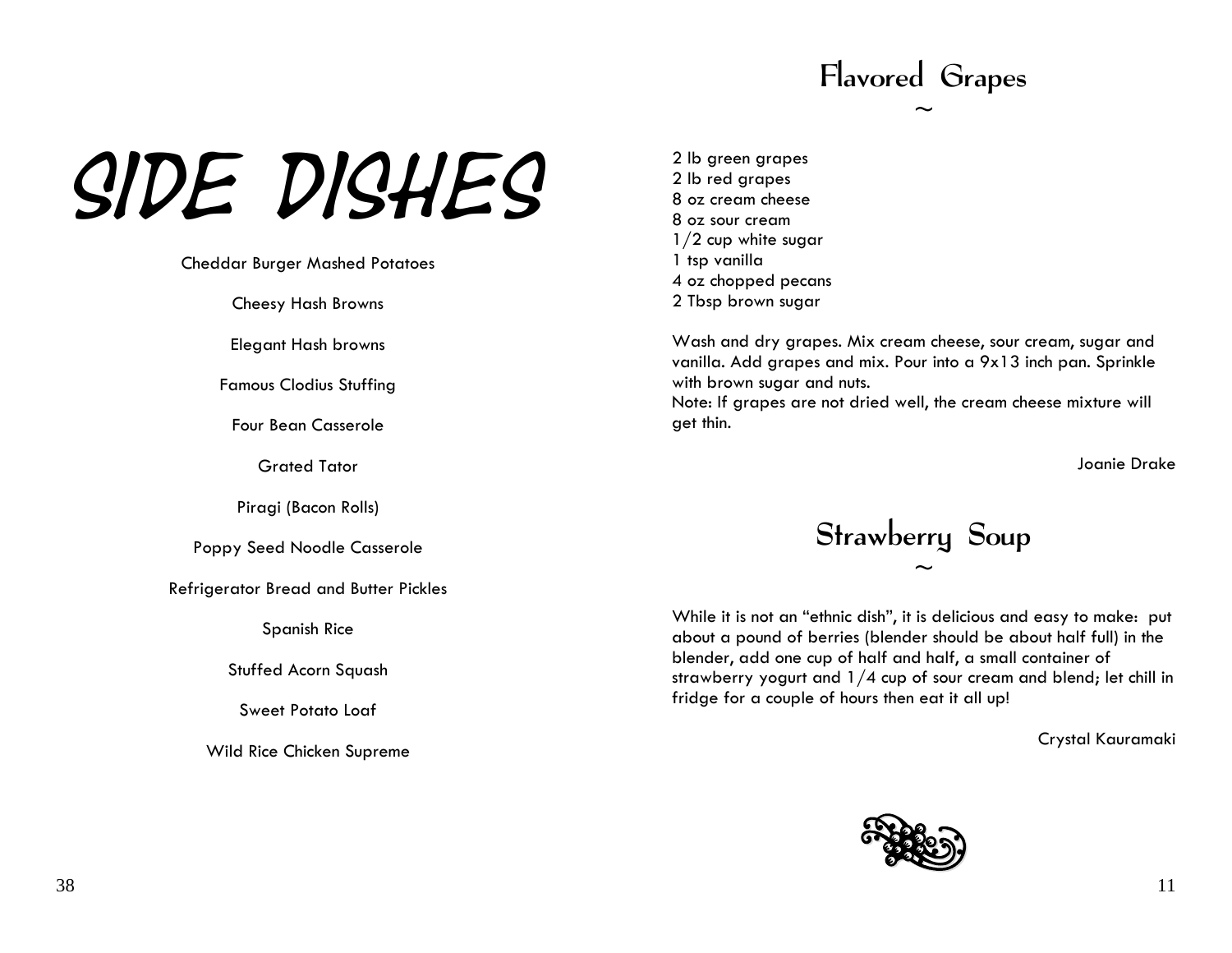# SIDE DISHES

Cheddar Burger Mashed Potatoes

Cheesy Hash Browns

Elegant Hash browns

Famous Clodius Stuffing

Four Bean Casserole

Grated Tator

Piragi (Bacon Rolls)

Poppy Seed Noodle Casserole

Refrigerator Bread and Butter Pickles

Spanish Rice

Stuffed Acorn Squash

Sweet Potato Loaf

Wild Rice Chicken Supreme

## Flavored Grapes

~

2 lb green grapes
2 lb red grapes
8 oz cream cheese
8 oz sour cream
1/2 cup white sugar
1 tsp vanilla
4 oz chopped pecans
2 Tbsp brown sugar

Wash and dry grapes. Mix cream cheese, sour cream, sugar and vanilla. Add grapes and mix. Pour into a 9x13 inch pan. Sprinkle with brown sugar and nuts.
Note: If grapes are not dried well, the cream cheese mixture will get thin.

Joanie Drake

## Strawberry Soup

~

While it is not an "ethnic dish", it is delicious and easy to make: put about a pound of berries (blender should be about half full) in the blender, add one cup of half and half, a small container of strawberry yogurt and 1/4 cup of sour cream and blend; let chill in fridge for a couple of hours then eat it all up!

Crystal Kauramaki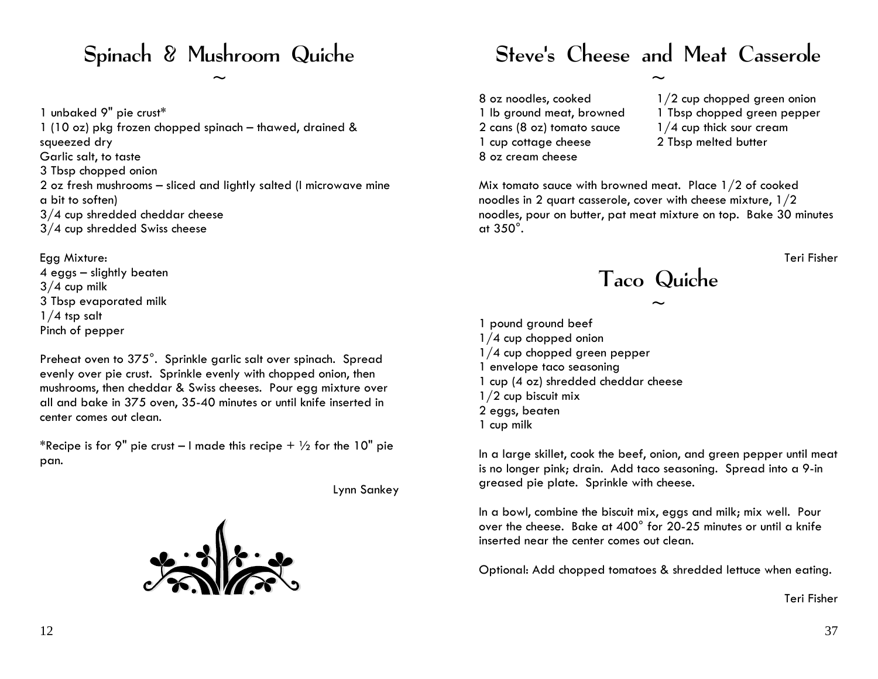# Spinach & Mushroom Quiche

~

1 unbaked 9" pie crust*
1 (10 oz) pkg frozen chopped spinach – thawed, drained & squeezed dry
Garlic salt, to taste
3 Tbsp chopped onion
2 oz fresh mushrooms – sliced and lightly salted (I microwave mine a bit to soften)
3/4 cup shredded cheddar cheese
3/4 cup shredded Swiss cheese

Egg Mixture:
4 eggs – slightly beaten
3/4 cup milk
3 Tbsp evaporated milk
1/4 tsp salt
Pinch of pepper

Preheat oven to 375°. Sprinkle garlic salt over spinach. Spread evenly over pie crust. Sprinkle evenly with chopped onion, then mushrooms, then cheddar & Swiss cheeses. Pour egg mixture over all and bake in 375 oven, 35-40 minutes or until knife inserted in center comes out clean.

*Recipe is for 9" pie crust – I made this recipe + ½ for the 10" pie pan.

Lynn Sankey

# Steve's Cheese and Meat Casserole

~

8 oz noodles, cooked
1 lb ground meat, browned
2 cans (8 oz) tomato sauce
1 cup cottage cheese
8 oz cream cheese
1/2 cup chopped green onion
1 Tbsp chopped green pepper
1/4 cup thick sour cream
2 Tbsp melted butter

Mix tomato sauce with browned meat. Place 1/2 of cooked noodles in 2 quart casserole, cover with cheese mixture, 1/2 noodles, pour on butter, pat meat mixture on top. Bake 30 minutes at 350°.

Teri Fisher

# Taco Quiche

~

1 pound ground beef
1/4 cup chopped onion
1/4 cup chopped green pepper
1 envelope taco seasoning
1 cup (4 oz) shredded cheddar cheese
1/2 cup biscuit mix
2 eggs, beaten
1 cup milk

In a large skillet, cook the beef, onion, and green pepper until meat is no longer pink; drain. Add taco seasoning. Spread into a 9-in greased pie plate. Sprinkle with cheese.

In a bowl, combine the biscuit mix, eggs and milk; mix well. Pour over the cheese. Bake at 400° for 20-25 minutes or until a knife inserted near the center comes out clean.

Optional: Add chopped tomatoes & shredded lettuce when eating.

Teri Fisher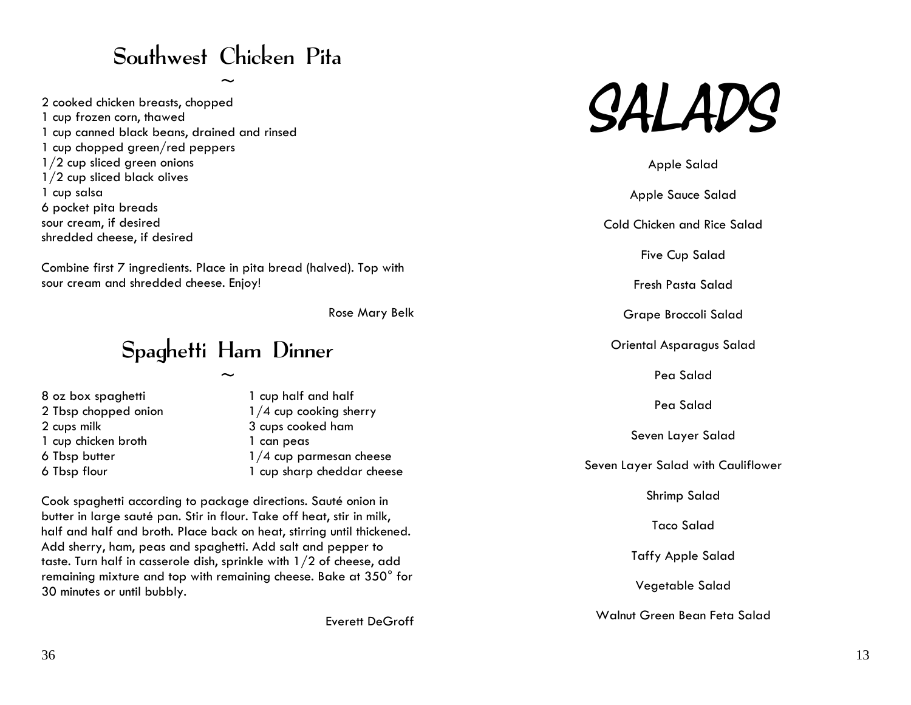## Southwest Chicken Pita

~

2 cooked chicken breasts, chopped
1 cup frozen corn, thawed
1 cup canned black beans, drained and rinsed
1 cup chopped green/red peppers
1/2 cup sliced green onions
1/2 cup sliced black olives
1 cup salsa
6 pocket pita breads
sour cream, if desired
shredded cheese, if desired

Combine first 7 ingredients. Place in pita bread (halved). Top with sour cream and shredded cheese. Enjoy!

Rose Mary Belk

## Spaghetti Ham Dinner

~

8 oz box spaghetti
2 Tbsp chopped onion
2 cups milk
1 cup chicken broth
6 Tbsp butter
6 Tbsp flour
1 cup half and half
1/4 cup cooking sherry
3 cups cooked ham
1 can peas
1/4 cup parmesan cheese
1 cup sharp cheddar cheese

Cook spaghetti according to package directions. Sauté onion in butter in large sauté pan. Stir in flour. Take off heat, stir in milk, half and half and broth. Place back on heat, stirring until thickened. Add sherry, ham, peas and spaghetti. Add salt and pepper to taste. Turn half in casserole dish, sprinkle with 1/2 of cheese, add remaining mixture and top with remaining cheese. Bake at 350° for 30 minutes or until bubbly.

Everett DeGroff

# SALADS

Apple Salad

Apple Sauce Salad

Cold Chicken and Rice Salad

Five Cup Salad

Fresh Pasta Salad

Grape Broccoli Salad

Oriental Asparagus Salad

Pea Salad

Pea Salad

Seven Layer Salad

Seven Layer Salad with Cauliflower

Shrimp Salad

Taco Salad

Taffy Apple Salad

Vegetable Salad

Walnut Green Bean Feta Salad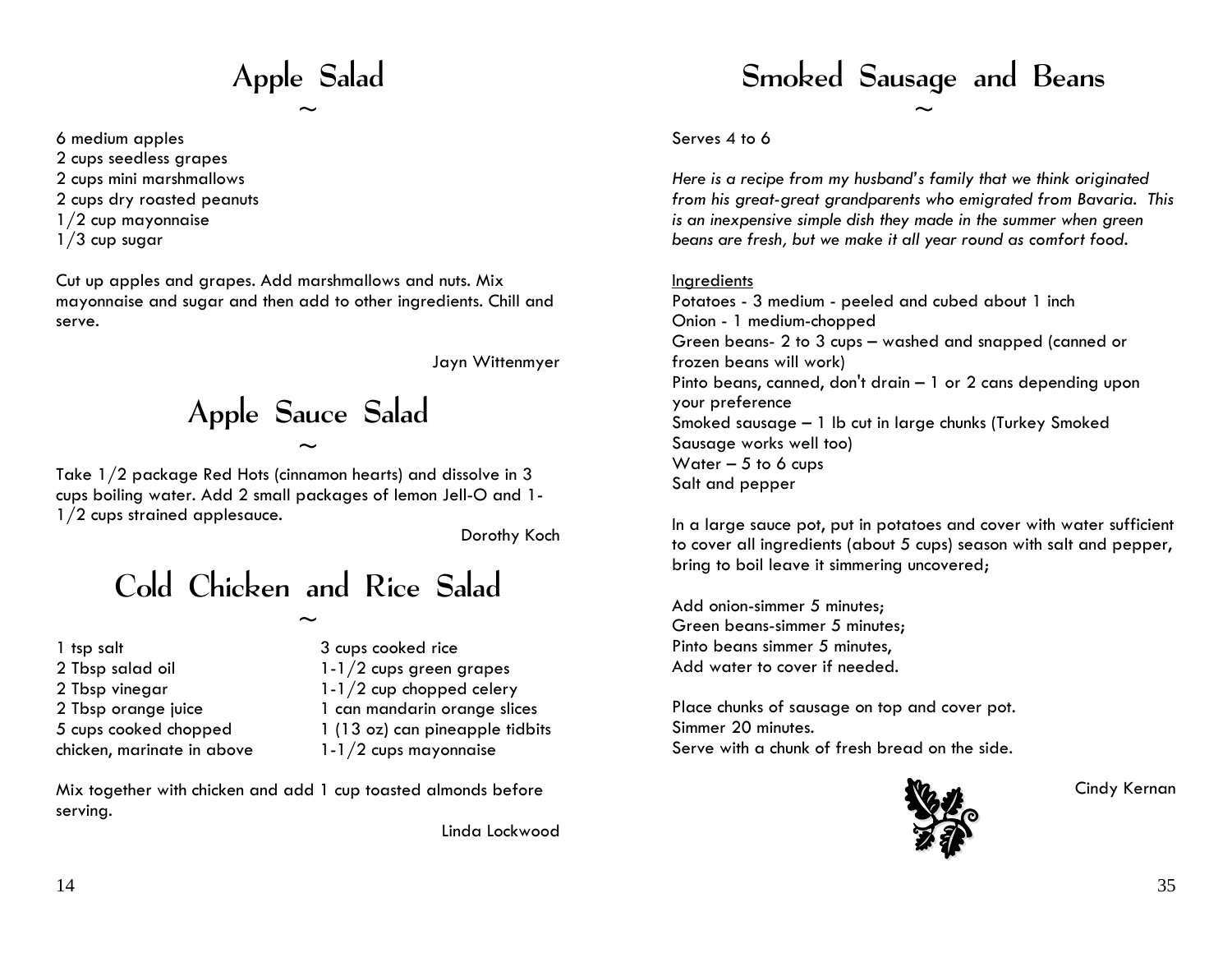# Apple Salad

~

6 medium apples
2 cups seedless grapes
2 cups mini marshmallows
2 cups dry roasted peanuts
1/2 cup mayonnaise
1/3 cup sugar

Cut up apples and grapes. Add marshmallows and nuts. Mix mayonnaise and sugar and then add to other ingredients. Chill and serve.

Jayn Wittenmyer

# Apple Sauce Salad

~

Take 1/2 package Red Hots (cinnamon hearts) and dissolve in 3 cups boiling water. Add 2 small packages of lemon Jell-O and 1-1/2 cups strained applesauce.

Dorothy Koch

# Cold Chicken and Rice Salad

~

1 tsp salt
2 Tbsp salad oil
2 Tbsp vinegar
2 Tbsp orange juice
5 cups cooked chopped chicken, marinate in above

3 cups cooked rice
1-1/2 cups green grapes
1-1/2 cup chopped celery
1 can mandarin orange slices
1 (13 oz) can pineapple tidbits
1-1/2 cups mayonnaise

Mix together with chicken and add 1 cup toasted almonds before serving.

Linda Lockwood

# Smoked Sausage and Beans

~

Serves 4 to 6

*Here is a recipe from my husband's family that we think originated from his great-great grandparents who emigrated from Bavaria. This is an inexpensive simple dish they made in the summer when green beans are fresh, but we make it all year round as comfort food.*

Ingredients
Potatoes - 3 medium - peeled and cubed about 1 inch
Onion - 1 medium-chopped
Green beans- 2 to 3 cups – washed and snapped (canned or frozen beans will work)
Pinto beans, canned, don't drain – 1 or 2 cans depending upon your preference
Smoked sausage – 1 lb cut in large chunks (Turkey Smoked Sausage works well too)
Water – 5 to 6 cups
Salt and pepper

In a large sauce pot, put in potatoes and cover with water sufficient to cover all ingredients (about 5 cups) season with salt and pepper, bring to boil leave it simmering uncovered;

Add onion-simmer 5 minutes;
Green beans-simmer 5 minutes;
Pinto beans simmer 5 minutes,
Add water to cover if needed.

Place chunks of sausage on top and cover pot.
Simmer 20 minutes.
Serve with a chunk of fresh bread on the side.

Cindy Kernan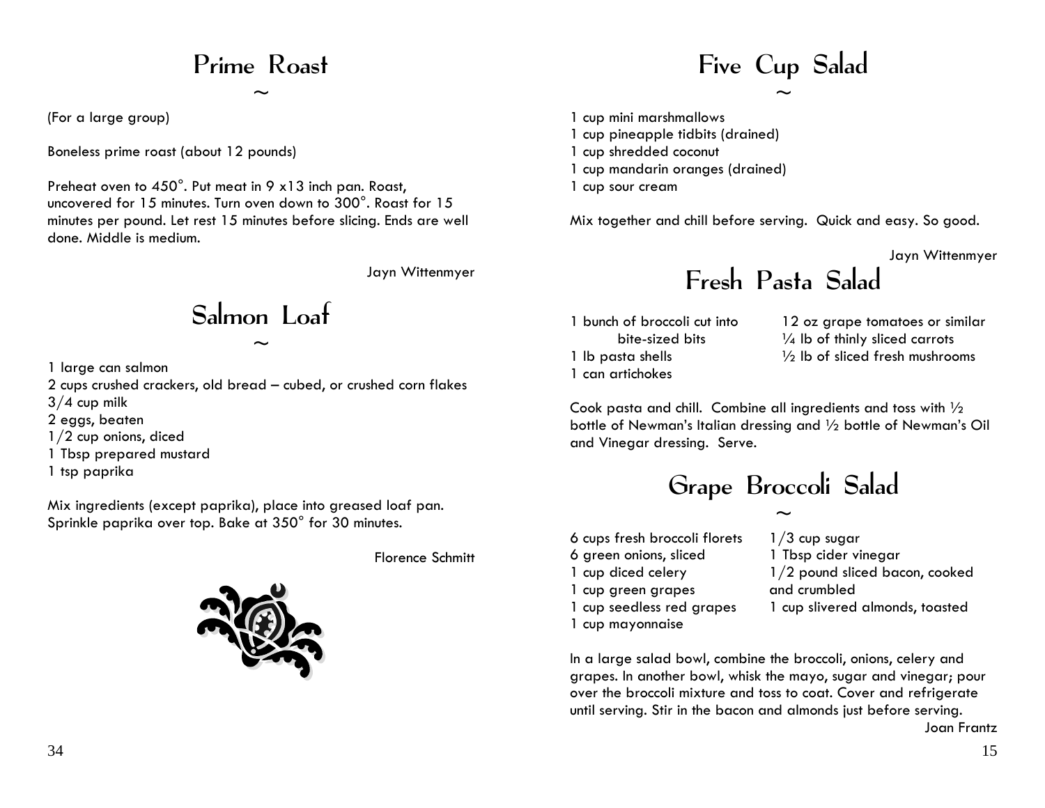# Prime Roast

~

(For a large group)

Boneless prime roast (about 12 pounds)

Preheat oven to 450°. Put meat in 9 x13 inch pan. Roast, uncovered for 15 minutes. Turn oven down to 300°. Roast for 15 minutes per pound. Let rest 15 minutes before slicing. Ends are well done. Middle is medium.

Jayn Wittenmyer

# Salmon Loaf

~

1 large can salmon
2 cups crushed crackers, old bread – cubed, or crushed corn flakes
3/4 cup milk
2 eggs, beaten
1/2 cup onions, diced
1 Tbsp prepared mustard
1 tsp paprika

Mix ingredients (except paprika), place into greased loaf pan. Sprinkle paprika over top. Bake at 350° for 30 minutes.

Florence Schmitt

# Five Cup Salad

~

1 cup mini marshmallows
1 cup pineapple tidbits (drained)
1 cup shredded coconut
1 cup mandarin oranges (drained)
1 cup sour cream

Mix together and chill before serving. Quick and easy. So good.

Jayn Wittenmyer

# Fresh Pasta Salad

1 bunch of broccoli cut into bite-sized bits
1 lb pasta shells
1 can artichokes
12 oz grape tomatoes or similar
¼ lb of thinly sliced carrots
½ lb of sliced fresh mushrooms

Cook pasta and chill. Combine all ingredients and toss with ½ bottle of Newman's Italian dressing and ½ bottle of Newman's Oil and Vinegar dressing. Serve.

# Grape Broccoli Salad

~

6 cups fresh broccoli florets
6 green onions, sliced
1 cup diced celery
1 cup green grapes
1 cup seedless red grapes
1 cup mayonnaise
1/3 cup sugar
1 Tbsp cider vinegar
1/2 pound sliced bacon, cooked and crumbled
1 cup slivered almonds, toasted

In a large salad bowl, combine the broccoli, onions, celery and grapes. In another bowl, whisk the mayo, sugar and vinegar; pour over the broccoli mixture and toss to coat. Cover and refrigerate until serving. Stir in the bacon and almonds just before serving.

Joan Frantz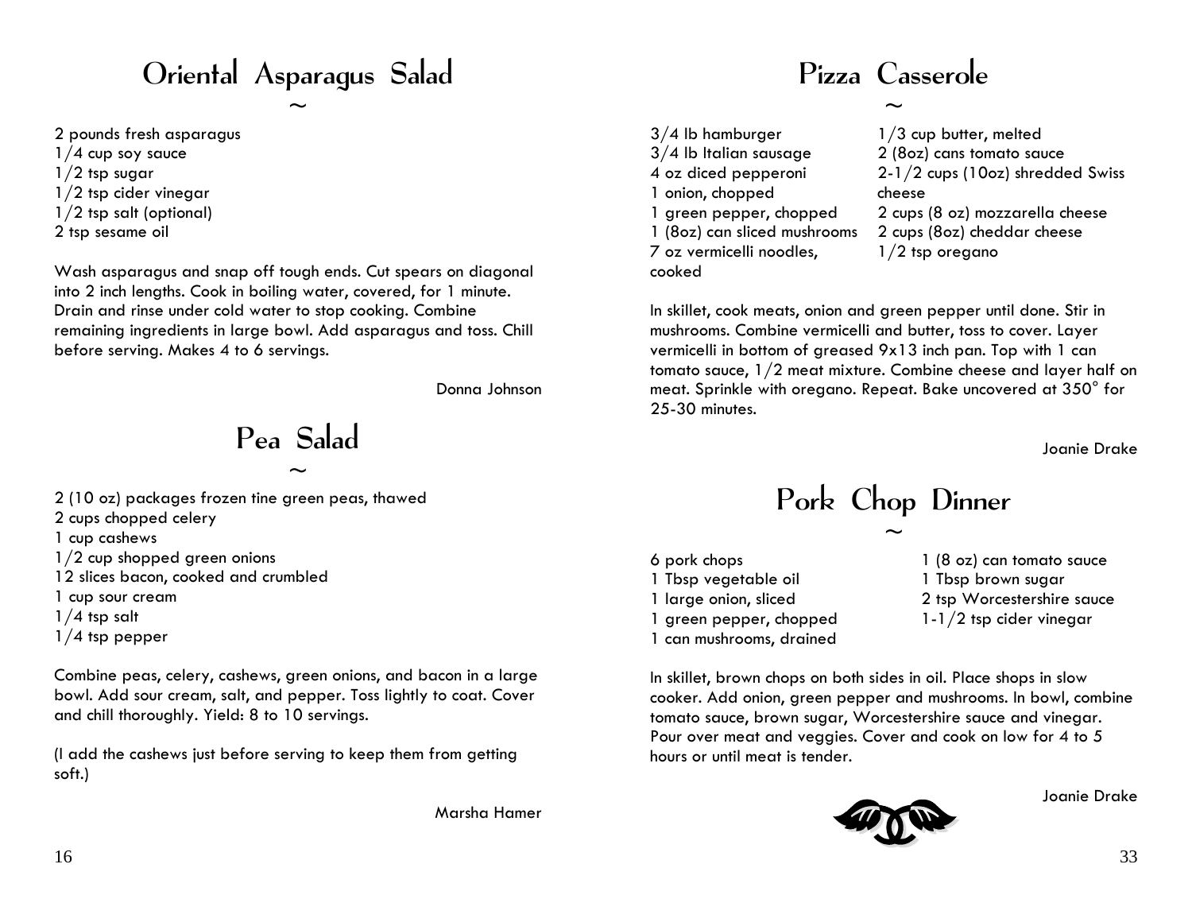# Oriental Asparagus Salad

~

2 pounds fresh asparagus
1/4 cup soy sauce
1/2 tsp sugar
1/2 tsp cider vinegar
1/2 tsp salt (optional)
2 tsp sesame oil

Wash asparagus and snap off tough ends. Cut spears on diagonal into 2 inch lengths. Cook in boiling water, covered, for 1 minute. Drain and rinse under cold water to stop cooking. Combine remaining ingredients in large bowl. Add asparagus and toss. Chill before serving. Makes 4 to 6 servings.

Donna Johnson

# Pea Salad

~

2 (10 oz) packages frozen tine green peas, thawed
2 cups chopped celery
1 cup cashews
1/2 cup shopped green onions
12 slices bacon, cooked and crumbled
1 cup sour cream
1/4 tsp salt
1/4 tsp pepper

Combine peas, celery, cashews, green onions, and bacon in a large bowl. Add sour cream, salt, and pepper. Toss lightly to coat. Cover and chill thoroughly. Yield: 8 to 10 servings.

(I add the cashews just before serving to keep them from getting soft.)

Marsha Hamer

# Pizza Casserole

~

3/4 lb hamburger
3/4 lb Italian sausage
4 oz diced pepperoni
1 onion, chopped
1 green pepper, chopped
1 (8oz) can sliced mushrooms
7 oz vermicelli noodles, cooked
1/3 cup butter, melted
2 (8oz) cans tomato sauce
2-1/2 cups (10oz) shredded Swiss cheese
2 cups (8 oz) mozzarella cheese
2 cups (8oz) cheddar cheese
1/2 tsp oregano

In skillet, cook meats, onion and green pepper until done. Stir in mushrooms. Combine vermicelli and butter, toss to cover. Layer vermicelli in bottom of greased 9x13 inch pan. Top with 1 can tomato sauce, 1/2 meat mixture. Combine cheese and layer half on meat. Sprinkle with oregano. Repeat. Bake uncovered at 350° for 25-30 minutes.

Joanie Drake

# Pork Chop Dinner

~

6 pork chops
1 Tbsp vegetable oil
1 large onion, sliced
1 green pepper, chopped
1 can mushrooms, drained
1 (8 oz) can tomato sauce
1 Tbsp brown sugar
2 tsp Worcestershire sauce
1-1/2 tsp cider vinegar

In skillet, brown chops on both sides in oil. Place shops in slow cooker. Add onion, green pepper and mushrooms. In bowl, combine tomato sauce, brown sugar, Worcestershire sauce and vinegar. Pour over meat and veggies. Cover and cook on low for 4 to 5 hours or until meat is tender.

Joanie Drake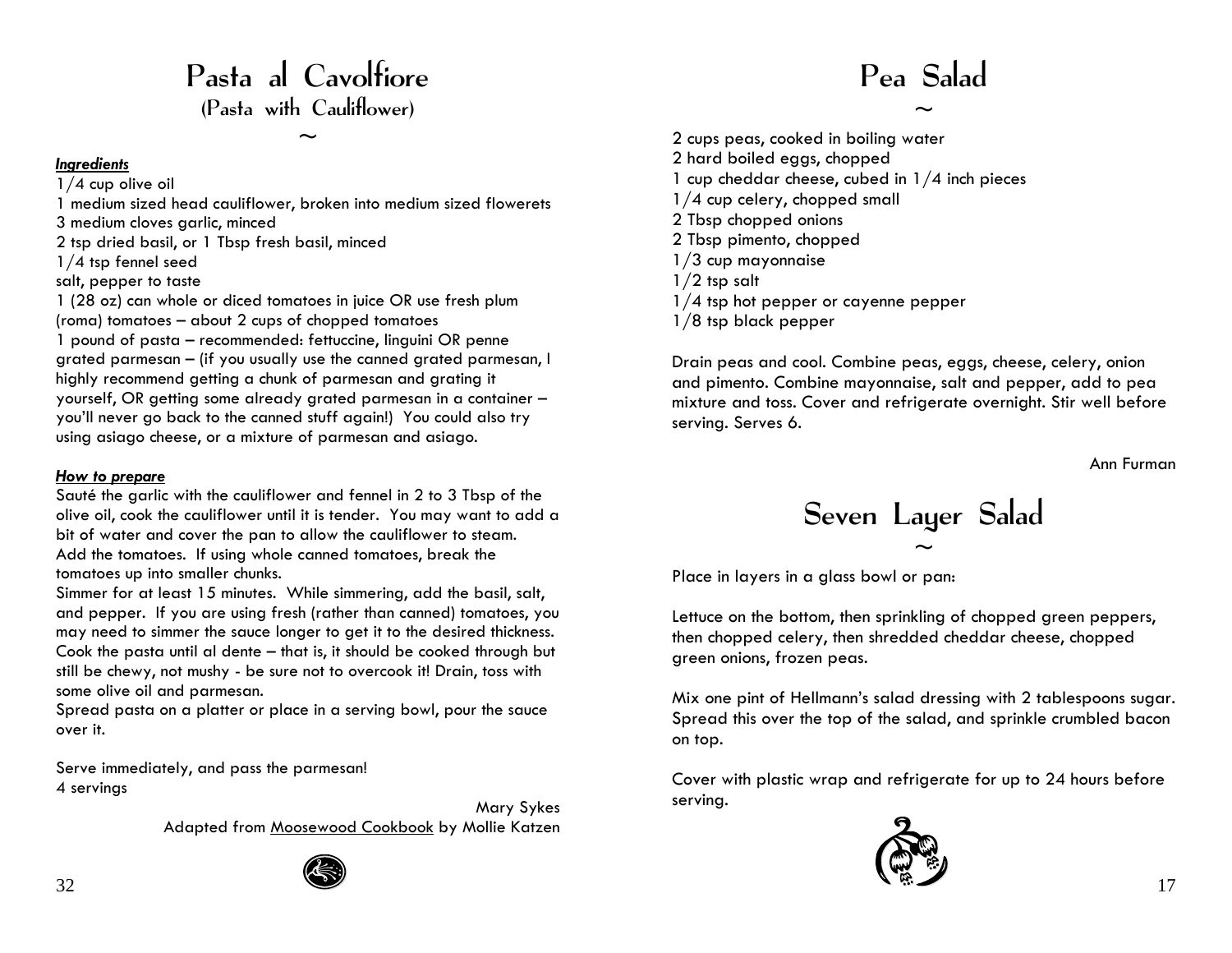# Pasta al Cavolfiore
## (Pasta with Cauliflower)

~

***Ingredients***

1/4 cup olive oil
1 medium sized head cauliflower, broken into medium sized flowerets
3 medium cloves garlic, minced
2 tsp dried basil, or 1 Tbsp fresh basil, minced
1/4 tsp fennel seed
salt, pepper to taste
1 (28 oz) can whole or diced tomatoes in juice OR use fresh plum (roma) tomatoes – about 2 cups of chopped tomatoes
1 pound of pasta – recommended: fettuccine, linguini OR penne
grated parmesan – (if you usually use the canned grated parmesan, I highly recommend getting a chunk of parmesan and grating it yourself, OR getting some already grated parmesan in a container – you'll never go back to the canned stuff again!) You could also try using asiago cheese, or a mixture of parmesan and asiago.

***How to prepare***

Sauté the garlic with the cauliflower and fennel in 2 to 3 Tbsp of the olive oil, cook the cauliflower until it is tender. You may want to add a bit of water and cover the pan to allow the cauliflower to steam.
Add the tomatoes. If using whole canned tomatoes, break the tomatoes up into smaller chunks.
Simmer for at least 15 minutes. While simmering, add the basil, salt, and pepper. If you are using fresh (rather than canned) tomatoes, you may need to simmer the sauce longer to get it to the desired thickness.
Cook the pasta until al dente – that is, it should be cooked through but still be chewy, not mushy - be sure not to overcook it! Drain, toss with some olive oil and parmesan.
Spread pasta on a platter or place in a serving bowl, pour the sauce over it.

Serve immediately, and pass the parmesan!
4 servings

Mary Sykes
Adapted from Moosewood Cookbook by Mollie Katzen

# Pea Salad

~

2 cups peas, cooked in boiling water
2 hard boiled eggs, chopped
1 cup cheddar cheese, cubed in 1/4 inch pieces
1/4 cup celery, chopped small
2 Tbsp chopped onions
2 Tbsp pimento, chopped
1/3 cup mayonnaise
1/2 tsp salt
1/4 tsp hot pepper or cayenne pepper
1/8 tsp black pepper

Drain peas and cool. Combine peas, eggs, cheese, celery, onion and pimento. Combine mayonnaise, salt and pepper, add to pea mixture and toss. Cover and refrigerate overnight. Stir well before serving. Serves 6.

Ann Furman

# Seven Layer Salad

~

Place in layers in a glass bowl or pan:

Lettuce on the bottom, then sprinkling of chopped green peppers, then chopped celery, then shredded cheddar cheese, chopped green onions, frozen peas.

Mix one pint of Hellmann's salad dressing with 2 tablespoons sugar. Spread this over the top of the salad, and sprinkle crumbled bacon on top.

Cover with plastic wrap and refrigerate for up to 24 hours before serving.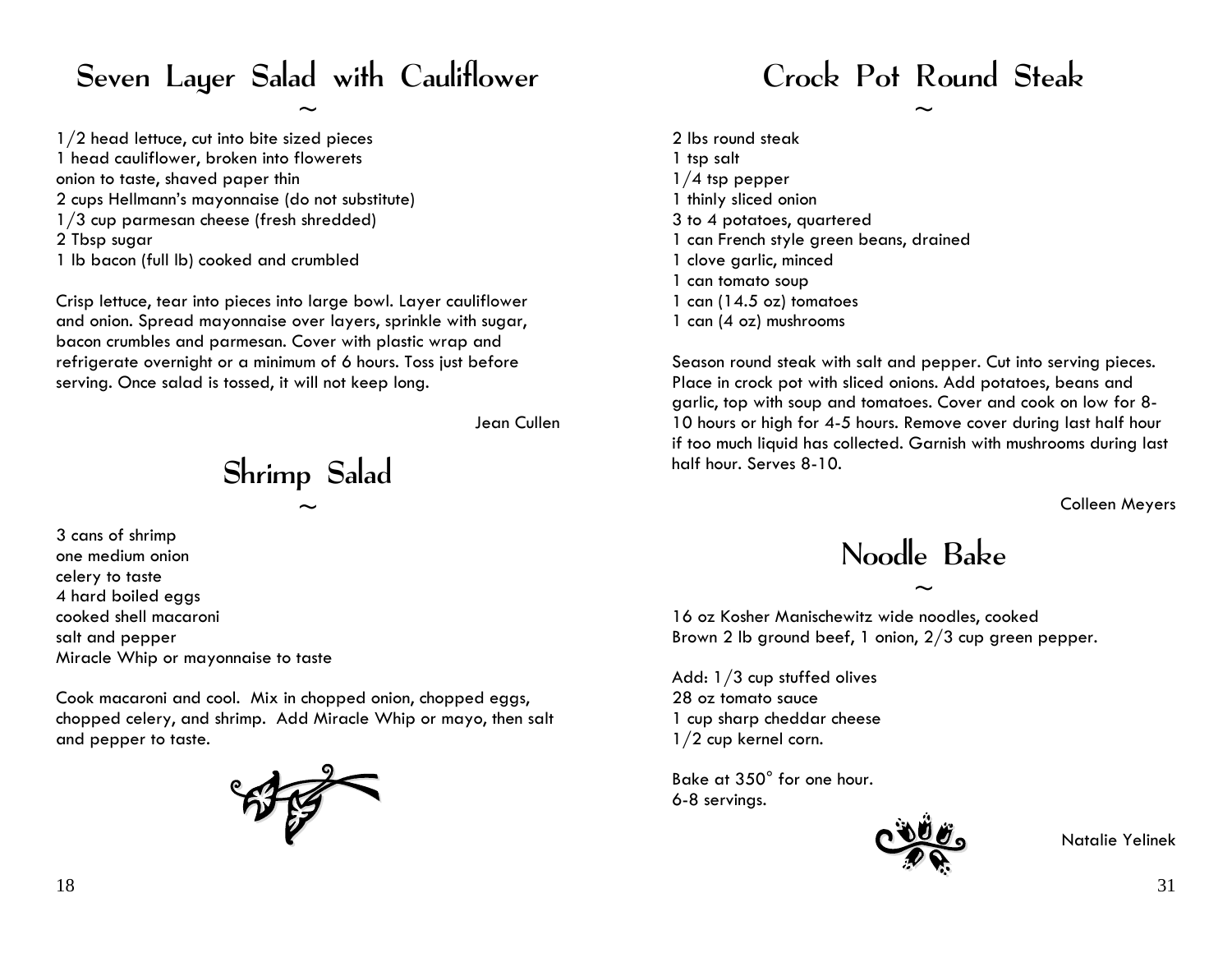# Seven Layer Salad with Cauliflower

~

1/2 head lettuce, cut into bite sized pieces
1 head cauliflower, broken into flowerets
onion to taste, shaved paper thin
2 cups Hellmann's mayonnaise (do not substitute)
1/3 cup parmesan cheese (fresh shredded)
2 Tbsp sugar
1 lb bacon (full lb) cooked and crumbled

Crisp lettuce, tear into pieces into large bowl. Layer cauliflower and onion. Spread mayonnaise over layers, sprinkle with sugar, bacon crumbles and parmesan. Cover with plastic wrap and refrigerate overnight or a minimum of 6 hours. Toss just before serving. Once salad is tossed, it will not keep long.

Jean Cullen

# Shrimp Salad

~

3 cans of shrimp
one medium onion
celery to taste
4 hard boiled eggs
cooked shell macaroni
salt and pepper
Miracle Whip or mayonnaise to taste

Cook macaroni and cool. Mix in chopped onion, chopped eggs, chopped celery, and shrimp. Add Miracle Whip or mayo, then salt and pepper to taste.

# Crock Pot Round Steak

~

2 lbs round steak
1 tsp salt
1/4 tsp pepper
1 thinly sliced onion
3 to 4 potatoes, quartered
1 can French style green beans, drained
1 clove garlic, minced
1 can tomato soup
1 can (14.5 oz) tomatoes
1 can (4 oz) mushrooms

Season round steak with salt and pepper. Cut into serving pieces. Place in crock pot with sliced onions. Add potatoes, beans and garlic, top with soup and tomatoes. Cover and cook on low for 8-10 hours or high for 4-5 hours. Remove cover during last half hour if too much liquid has collected. Garnish with mushrooms during last half hour. Serves 8-10.

Colleen Meyers

# Noodle Bake

~

16 oz Kosher Manischewitz wide noodles, cooked
Brown 2 lb ground beef, 1 onion, 2/3 cup green pepper.

Add: 1/3 cup stuffed olives
28 oz tomato sauce
1 cup sharp cheddar cheese
1/2 cup kernel corn.

Bake at 350° for one hour.
6-8 servings.

Natalie Yelinek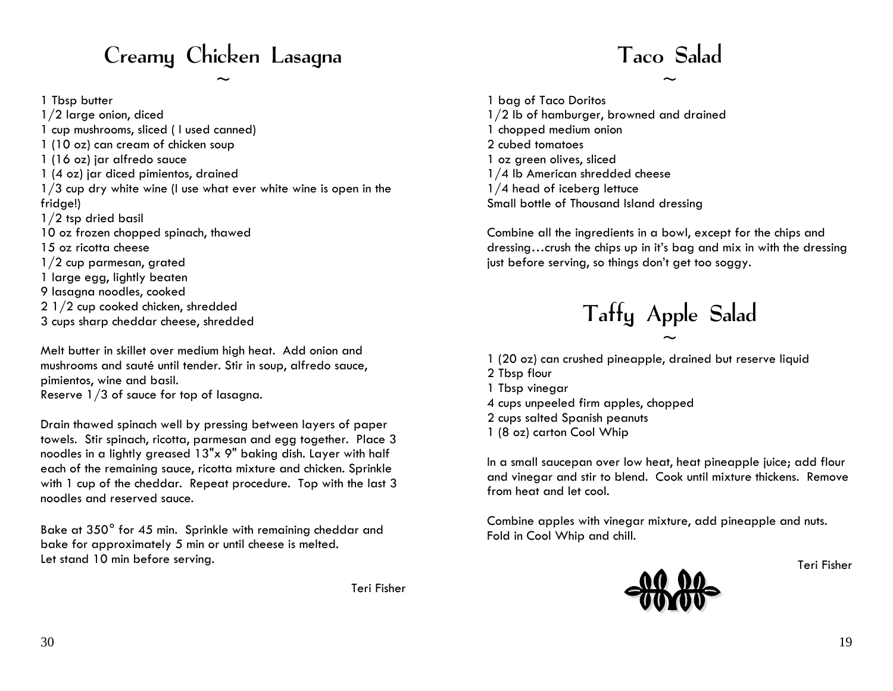# Creamy Chicken Lasagna

~

1 Tbsp butter
1/2 large onion, diced
1 cup mushrooms, sliced ( I used canned)
1 (10 oz) can cream of chicken soup
1 (16 oz) jar alfredo sauce
1 (4 oz) jar diced pimientos, drained
1/3 cup dry white wine (I use what ever white wine is open in the fridge!)
1/2 tsp dried basil
10 oz frozen chopped spinach, thawed
15 oz ricotta cheese
1/2 cup parmesan, grated
1 large egg, lightly beaten
9 lasagna noodles, cooked
2 1/2 cup cooked chicken, shredded
3 cups sharp cheddar cheese, shredded

Melt butter in skillet over medium high heat. Add onion and mushrooms and sauté until tender. Stir in soup, alfredo sauce, pimientos, wine and basil.
Reserve 1/3 of sauce for top of lasagna.

Drain thawed spinach well by pressing between layers of paper towels. Stir spinach, ricotta, parmesan and egg together. Place 3 noodles in a lightly greased 13"x 9" baking dish. Layer with half each of the remaining sauce, ricotta mixture and chicken. Sprinkle with 1 cup of the cheddar. Repeat procedure. Top with the last 3 noodles and reserved sauce.

Bake at 350° for 45 min. Sprinkle with remaining cheddar and bake for approximately 5 min or until cheese is melted.
Let stand 10 min before serving.

Teri Fisher

# Taco Salad

~

1 bag of Taco Doritos
1/2 lb of hamburger, browned and drained
1 chopped medium onion
2 cubed tomatoes
1 oz green olives, sliced
1/4 lb American shredded cheese
1/4 head of iceberg lettuce
Small bottle of Thousand Island dressing

Combine all the ingredients in a bowl, except for the chips and dressing…crush the chips up in it's bag and mix in with the dressing just before serving, so things don't get too soggy.

# Taffy Apple Salad

~

1 (20 oz) can crushed pineapple, drained but reserve liquid
2 Tbsp flour
1 Tbsp vinegar
4 cups unpeeled firm apples, chopped
2 cups salted Spanish peanuts
1 (8 oz) carton Cool Whip

In a small saucepan over low heat, heat pineapple juice; add flour and vinegar and stir to blend. Cook until mixture thickens. Remove from heat and let cool.

Combine apples with vinegar mixture, add pineapple and nuts. Fold in Cool Whip and chill.

Teri Fisher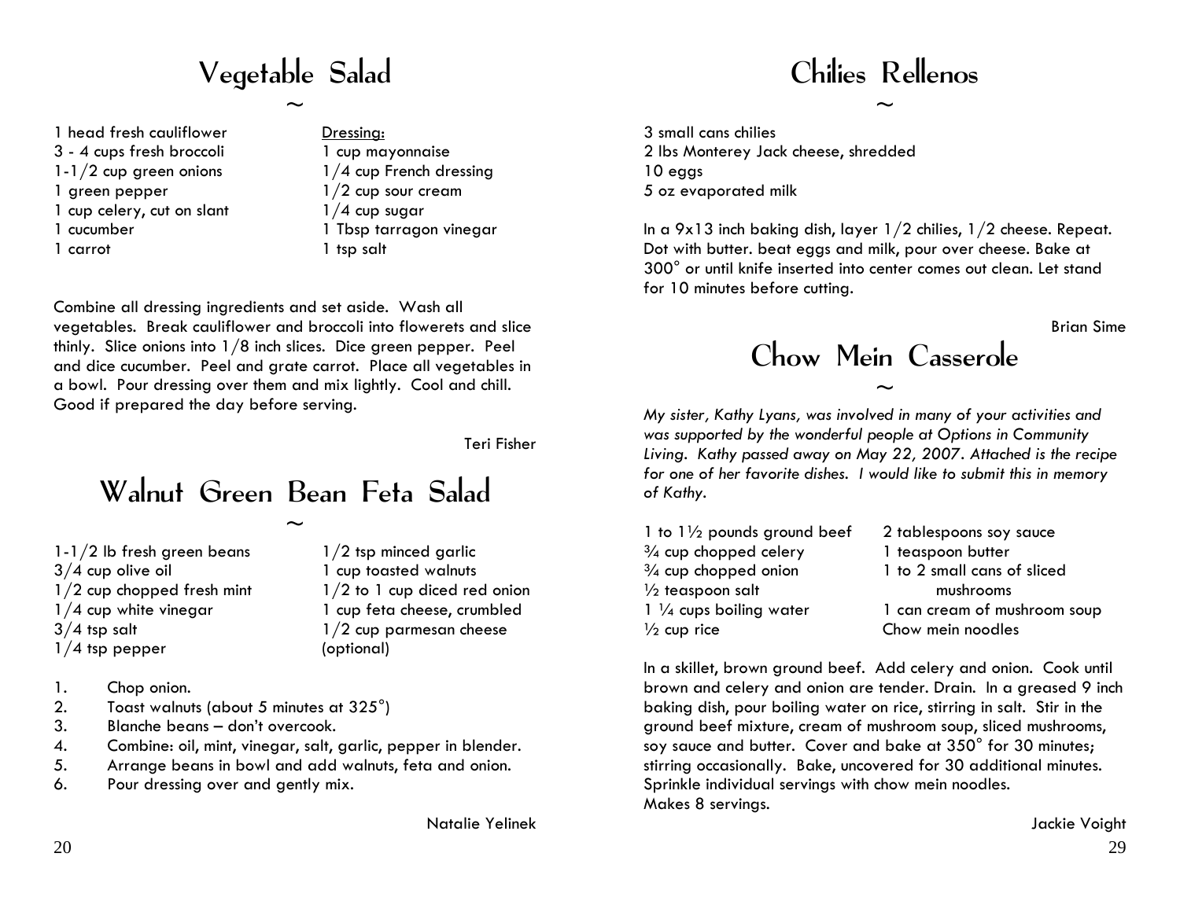# Vegetable Salad

~

1 head fresh cauliflower
3 - 4 cups fresh broccoli
1-1/2 cup green onions
1 green pepper
1 cup celery, cut on slant
1 cucumber
1 carrot

Dressing:
1 cup mayonnaise
1/4 cup French dressing
1/2 cup sour cream
1/4 cup sugar
1 Tbsp tarragon vinegar
1 tsp salt

Combine all dressing ingredients and set aside. Wash all vegetables. Break cauliflower and broccoli into flowerets and slice thinly. Slice onions into 1/8 inch slices. Dice green pepper. Peel and dice cucumber. Peel and grate carrot. Place all vegetables in a bowl. Pour dressing over them and mix lightly. Cool and chill. Good if prepared the day before serving.

Teri Fisher

# Walnut Green Bean Feta Salad

~

1-1/2 lb fresh green beans
3/4 cup olive oil
1/2 cup chopped fresh mint
1/4 cup white vinegar
3/4 tsp salt
1/4 tsp pepper
1/2 tsp minced garlic
1 cup toasted walnuts
1/2 to 1 cup diced red onion
1 cup feta cheese, crumbled
1/2 cup parmesan cheese (optional)

1. Chop onion.
2. Toast walnuts (about 5 minutes at 325°)
3. Blanche beans – don't overcook.
4. Combine: oil, mint, vinegar, salt, garlic, pepper in blender.
5. Arrange beans in bowl and add walnuts, feta and onion.
6. Pour dressing over and gently mix.

Natalie Yelinek

# Chilies Rellenos

~

3 small cans chilies
2 lbs Monterey Jack cheese, shredded
10 eggs
5 oz evaporated milk

In a 9x13 inch baking dish, layer 1/2 chilies, 1/2 cheese. Repeat. Dot with butter. beat eggs and milk, pour over cheese. Bake at 300° or until knife inserted into center comes out clean. Let stand for 10 minutes before cutting.

Brian Sime

# Chow Mein Casserole

~

*My sister, Kathy Lyans, was involved in many of your activities and was supported by the wonderful people at Options in Community Living. Kathy passed away on May 22, 2007. Attached is the recipe for one of her favorite dishes. I would like to submit this in memory of Kathy.*

1 to 1½ pounds ground beef
¾ cup chopped celery
¾ cup chopped onion
½ teaspoon salt
1 ¼ cups boiling water
½ cup rice
2 tablespoons soy sauce
1 teaspoon butter
1 to 2 small cans of sliced mushrooms
1 can cream of mushroom soup
Chow mein noodles

In a skillet, brown ground beef. Add celery and onion. Cook until brown and celery and onion are tender. Drain. In a greased 9 inch baking dish, pour boiling water on rice, stirring in salt. Stir in the ground beef mixture, cream of mushroom soup, sliced mushrooms, soy sauce and butter. Cover and bake at 350° for 30 minutes; stirring occasionally. Bake, uncovered for 30 additional minutes. Sprinkle individual servings with chow mein noodles.
Makes 8 servings.

Jackie Voight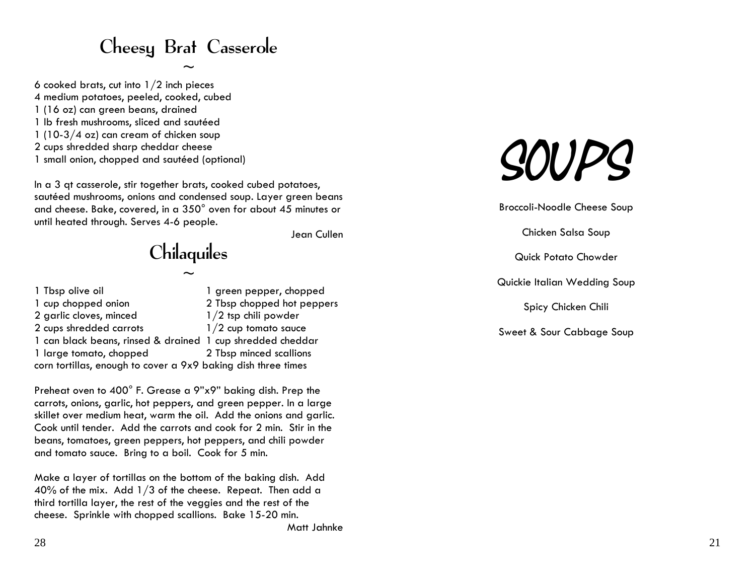# Cheesy Brat Casserole

~

6 cooked brats, cut into 1/2 inch pieces
4 medium potatoes, peeled, cooked, cubed
1 (16 oz) can green beans, drained
1 lb fresh mushrooms, sliced and sautéed
1 (10-3/4 oz) can cream of chicken soup
2 cups shredded sharp cheddar cheese
1 small onion, chopped and sautéed (optional)

In a 3 qt casserole, stir together brats, cooked cubed potatoes, sautéed mushrooms, onions and condensed soup. Layer green beans and cheese. Bake, covered, in a 350° oven for about 45 minutes or until heated through. Serves 4-6 people.

Jean Cullen

# Chilaquiles

~

1 Tbsp olive oil
1 cup chopped onion
2 garlic cloves, minced
2 cups shredded carrots
1 can black beans, rinsed & drained
1 large tomato, chopped
1 green pepper, chopped
2 Tbsp chopped hot peppers
1/2 tsp chili powder
1/2 cup tomato sauce
1 cup shredded cheddar
2 Tbsp minced scallions
corn tortillas, enough to cover a 9x9 baking dish three times

Preheat oven to 400° F. Grease a 9"x9" baking dish. Prep the carrots, onions, garlic, hot peppers, and green pepper. In a large skillet over medium heat, warm the oil. Add the onions and garlic. Cook until tender. Add the carrots and cook for 2 min. Stir in the beans, tomatoes, green peppers, hot peppers, and chili powder and tomato sauce. Bring to a boil. Cook for 5 min.

Make a layer of tortillas on the bottom of the baking dish. Add 40% of the mix. Add 1/3 of the cheese. Repeat. Then add a third tortilla layer, the rest of the veggies and the rest of the cheese. Sprinkle with chopped scallions. Bake 15-20 min.

Matt Jahnke

# SOUPS

Broccoli-Noodle Cheese Soup

Chicken Salsa Soup

Quick Potato Chowder

Quickie Italian Wedding Soup

Spicy Chicken Chili

Sweet & Sour Cabbage Soup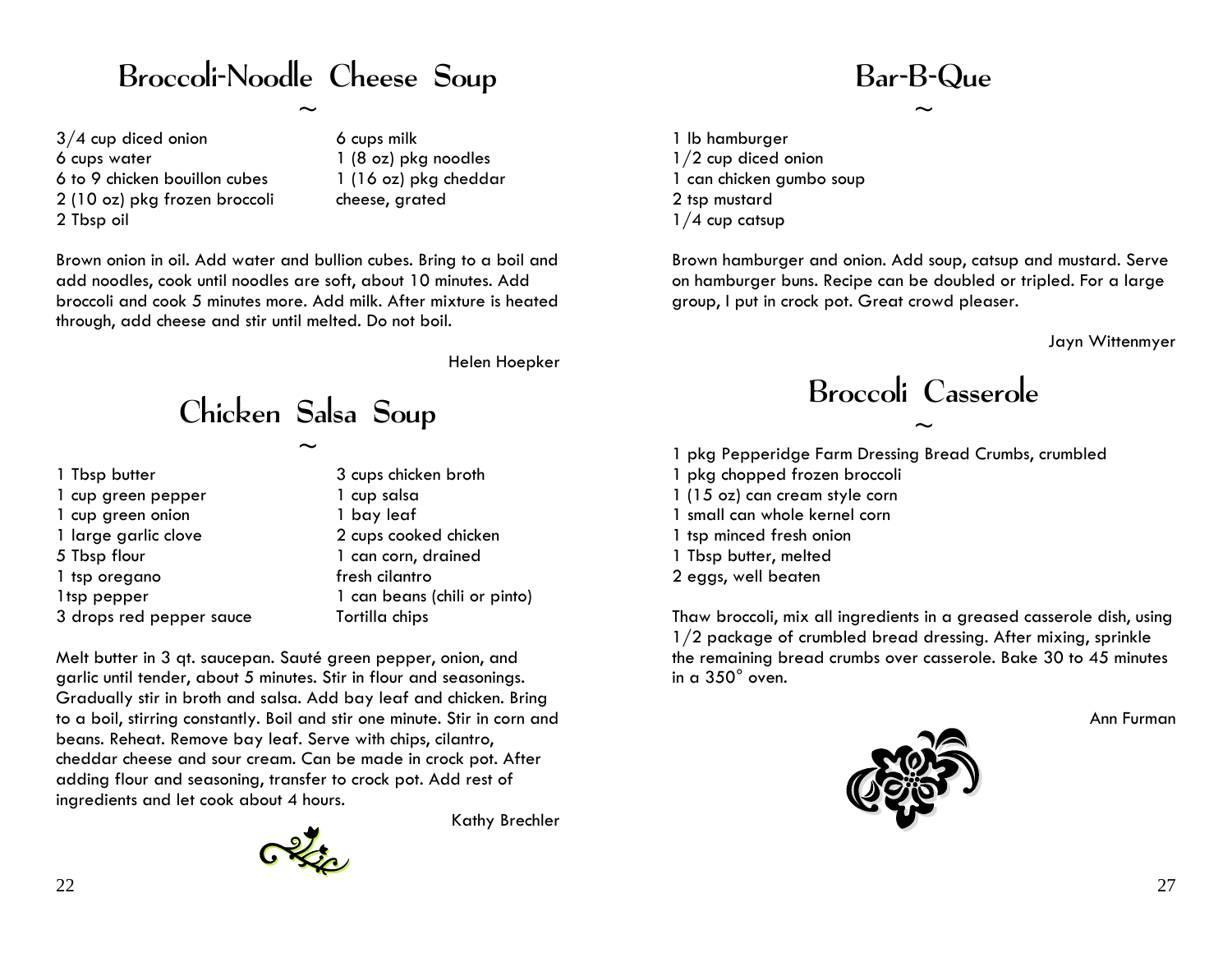# Broccoli-Noodle Cheese Soup

~

- 3/4 cup diced onion
- 6 cups water
- 6 to 9 chicken bouillon cubes
- 2 (10 oz) pkg frozen broccoli
- 2 Tbsp oil
- 6 cups milk
- 1 (8 oz) pkg noodles
- 1 (16 oz) pkg cheddar cheese, grated

Brown onion in oil. Add water and bullion cubes. Bring to a boil and add noodles, cook until noodles are soft, about 10 minutes. Add broccoli and cook 5 minutes more. Add milk. After mixture is heated through, add cheese and stir until melted. Do not boil.

Helen Hoepker

# Chicken Salsa Soup

~

- 1 Tbsp butter
- 1 cup green pepper
- 1 cup green onion
- 1 large garlic clove
- 5 Tbsp flour
- 1 tsp oregano
- 1tsp pepper
- 3 drops red pepper sauce
- 3 cups chicken broth
- 1 cup salsa
- 1 bay leaf
- 2 cups cooked chicken
- 1 can corn, drained
- fresh cilantro
- 1 can beans (chili or pinto)
- Tortilla chips

Melt butter in 3 qt. saucepan. Sauté green pepper, onion, and garlic until tender, about 5 minutes. Stir in flour and seasonings. Gradually stir in broth and salsa. Add bay leaf and chicken. Bring to a boil, stirring constantly. Boil and stir one minute. Stir in corn and beans. Reheat. Remove bay leaf. Serve with chips, cilantro, cheddar cheese and sour cream. Can be made in crock pot. After adding flour and seasoning, transfer to crock pot. Add rest of ingredients and let cook about 4 hours.

Kathy Brechler

# Bar-B-Que

~

- 1 lb hamburger
- 1/2 cup diced onion
- 1 can chicken gumbo soup
- 2 tsp mustard
- 1/4 cup catsup

Brown hamburger and onion. Add soup, catsup and mustard. Serve on hamburger buns. Recipe can be doubled or tripled. For a large group, I put in crock pot. Great crowd pleaser.

Jayn Wittenmyer

# Broccoli Casserole

~

- 1 pkg Pepperidge Farm Dressing Bread Crumbs, crumbled
- 1 pkg chopped frozen broccoli
- 1 (15 oz) can cream style corn
- 1 small can whole kernel corn
- 1 tsp minced fresh onion
- 1 Tbsp butter, melted
- 2 eggs, well beaten

Thaw broccoli, mix all ingredients in a greased casserole dish, using 1/2 package of crumbled bread dressing. After mixing, sprinkle the remaining bread crumbs over casserole. Bake 30 to 45 minutes in a 350° oven.

Ann Furman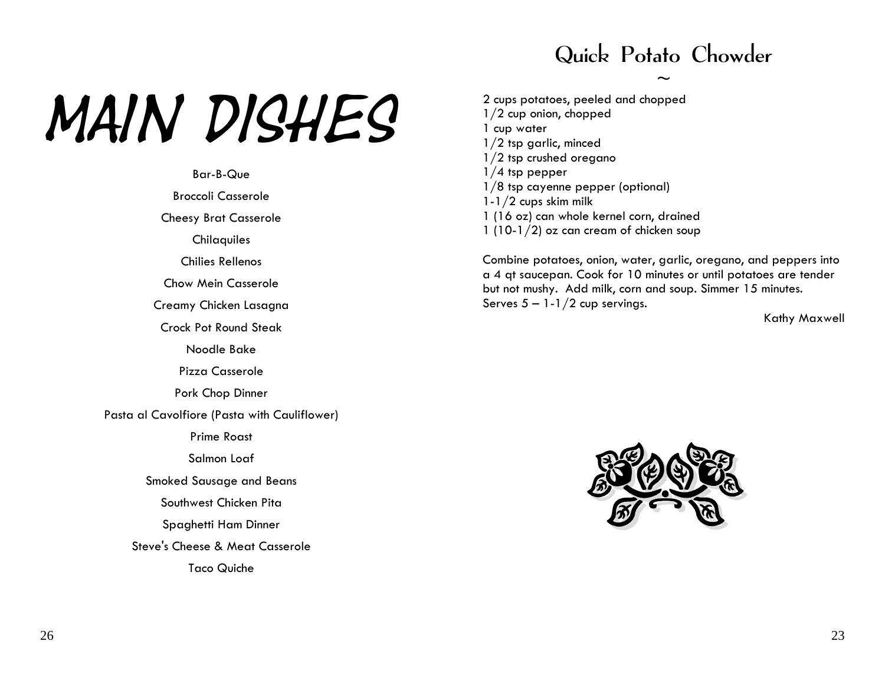# MAIN DISHES

Bar-B-Que

Broccoli Casserole

Cheesy Brat Casserole

Chilaquiles

Chilies Rellenos

Chow Mein Casserole

Creamy Chicken Lasagna

Crock Pot Round Steak

Noodle Bake

Pizza Casserole

Pork Chop Dinner

Pasta al Cavolfiore (Pasta with Cauliflower)

Prime Roast

Salmon Loaf

Smoked Sausage and Beans

Southwest Chicken Pita

Spaghetti Ham Dinner

Steve's Cheese & Meat Casserole

Taco Quiche

## Quick Potato Chowder

~

2 cups potatoes, peeled and chopped
1/2 cup onion, chopped
1 cup water
1/2 tsp garlic, minced
1/2 tsp crushed oregano
1/4 tsp pepper
1/8 tsp cayenne pepper (optional)
1-1/2 cups skim milk
1 (16 oz) can whole kernel corn, drained
1 (10-1/2) oz can cream of chicken soup

Combine potatoes, onion, water, garlic, oregano, and peppers into a 4 qt saucepan. Cook for 10 minutes or until potatoes are tender but not mushy. Add milk, corn and soup. Simmer 15 minutes. Serves 5 – 1-1/2 cup servings.

Kathy Maxwell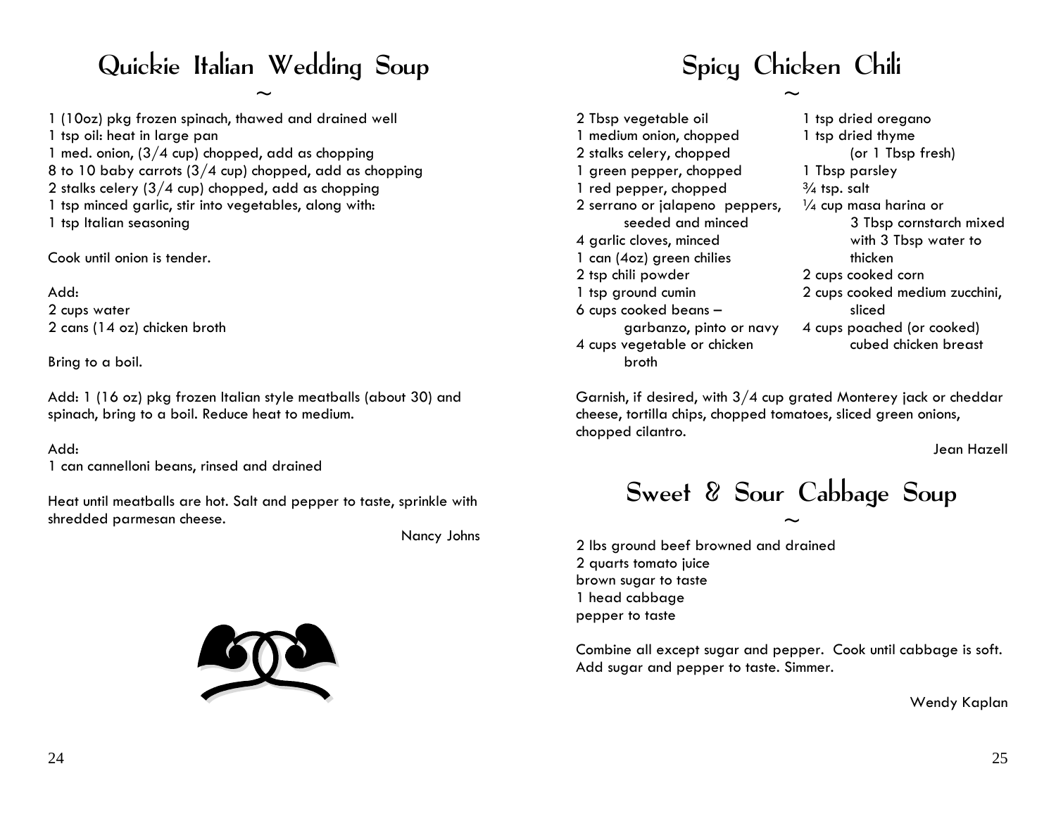# Quickie Italian Wedding Soup

~

1 (10oz) pkg frozen spinach, thawed and drained well
1 tsp oil: heat in large pan
1 med. onion, (3/4 cup) chopped, add as chopping
8 to 10 baby carrots (3/4 cup) chopped, add as chopping
2 stalks celery (3/4 cup) chopped, add as chopping
1 tsp minced garlic, stir into vegetables, along with:
1 tsp Italian seasoning

Cook until onion is tender.

Add:
2 cups water
2 cans (14 oz) chicken broth

Bring to a boil.

Add: 1 (16 oz) pkg frozen Italian style meatballs (about 30) and spinach, bring to a boil. Reduce heat to medium.

Add:
1 can cannelloni beans, rinsed and drained

Heat until meatballs are hot. Salt and pepper to taste, sprinkle with shredded parmesan cheese.

Nancy Johns

# Spicy Chicken Chili

~

2 Tbsp vegetable oil
1 medium onion, chopped
2 stalks celery, chopped
1 green pepper, chopped
1 red pepper, chopped
2 serrano or jalapeno peppers, seeded and minced
4 garlic cloves, minced
1 can (4oz) green chilies
2 tsp chili powder
1 tsp ground cumin
6 cups cooked beans – garbanzo, pinto or navy
4 cups vegetable or chicken broth
1 tsp dried oregano
1 tsp dried thyme (or 1 Tbsp fresh)
1 Tbsp parsley
¾ tsp. salt
¼ cup masa harina or 3 Tbsp cornstarch mixed with 3 Tbsp water to thicken
2 cups cooked corn
2 cups cooked medium zucchini, sliced
4 cups poached (or cooked) cubed chicken breast

Garnish, if desired, with 3/4 cup grated Monterey jack or cheddar cheese, tortilla chips, chopped tomatoes, sliced green onions, chopped cilantro.

Jean Hazell

# Sweet & Sour Cabbage Soup

~

2 lbs ground beef browned and drained
2 quarts tomato juice
brown sugar to taste
1 head cabbage
pepper to taste

Combine all except sugar and pepper. Cook until cabbage is soft. Add sugar and pepper to taste. Simmer.

Wendy Kaplan